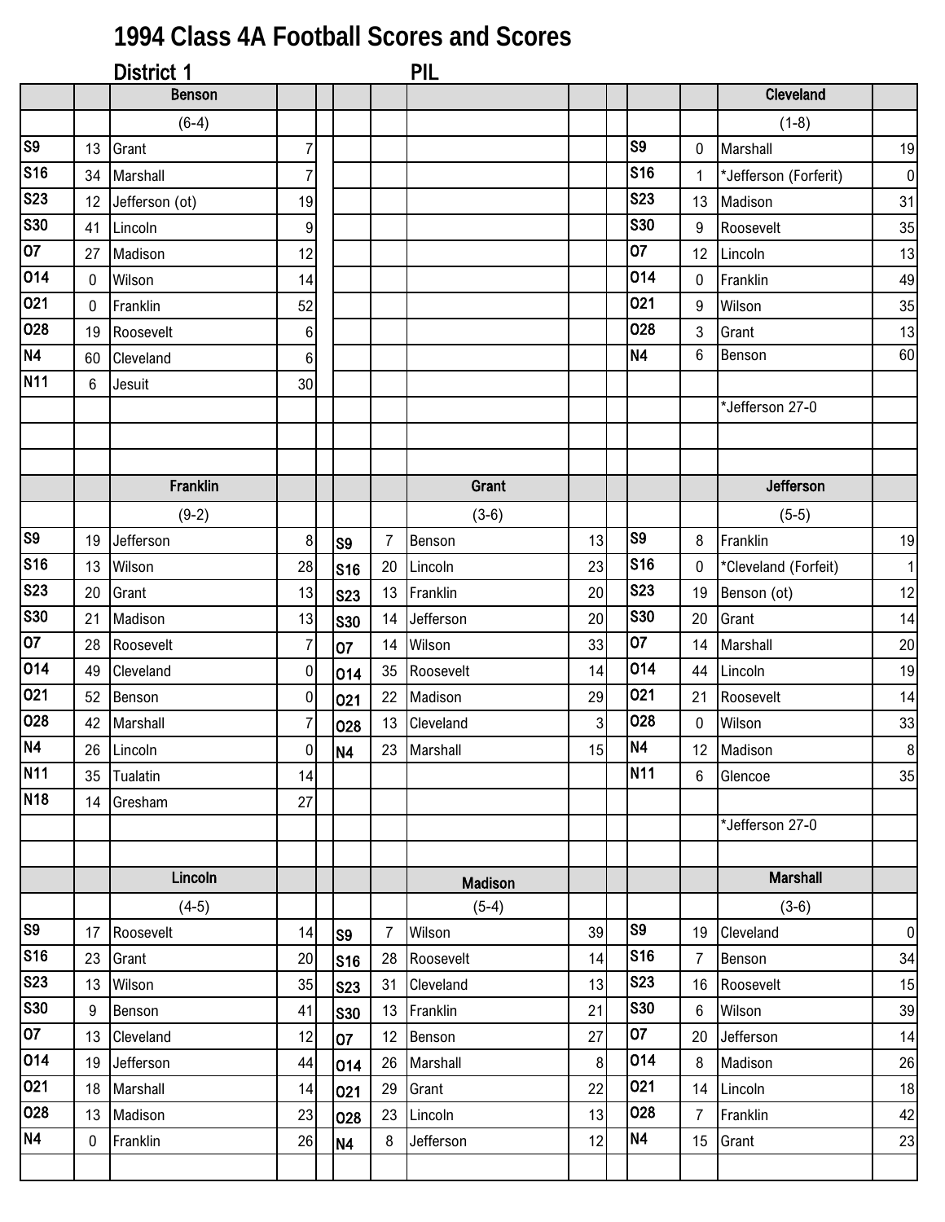# 1994 Class 4A Football Scores and Scores

## District 1 PIL

### Benson

(6-4)

| Date | Score | Opponent | Opp. Score |
|---|---|---|---|
| S9 | 13 | Grant | 7 |
| S16 | 34 | Marshall | 7 |
| S23 | 12 | Jefferson (ot) | 19 |
| S30 | 41 | Lincoln | 9 |
| O7 | 27 | Madison | 12 |
| O14 | 0 | Wilson | 14 |
| O21 | 0 | Franklin | 52 |
| O28 | 19 | Roosevelt | 6 |
| N4 | 60 | Cleveland | 6 |
| N11 | 6 | Jesuit | 30 |

### Cleveland

(1-8)

| Date | Score | Opponent | Opp. Score |
|---|---|---|---|
| S9 | 0 | Marshall | 19 |
| S16 | 1 | *Jefferson (Forferit) | 0 |
| S23 | 13 | Madison | 31 |
| S30 | 9 | Roosevelt | 35 |
| O7 | 12 | Lincoln | 13 |
| O14 | 0 | Franklin | 49 |
| O21 | 9 | Wilson | 35 |
| O28 | 3 | Grant | 13 |
| N4 | 6 | Benson | 60 |

*Jefferson 27-0

### Franklin

(9-2)

| Date | Score | Opponent | Opp. Score |
|---|---|---|---|
| S9 | 19 | Jefferson | 8 |
| S16 | 13 | Wilson | 28 |
| S23 | 20 | Grant | 13 |
| S30 | 21 | Madison | 13 |
| O7 | 28 | Roosevelt | 7 |
| O14 | 49 | Cleveland | 0 |
| O21 | 52 | Benson | 0 |
| O28 | 42 | Marshall | 7 |
| N4 | 26 | Lincoln | 0 |
| N11 | 35 | Tualatin | 14 |
| N18 | 14 | Gresham | 27 |

### Grant

(3-6)

| Date | Score | Opponent | Opp. Score |
|---|---|---|---|
| S9 | 7 | Benson | 13 |
| S16 | 20 | Lincoln | 23 |
| S23 | 13 | Franklin | 20 |
| S30 | 14 | Jefferson | 20 |
| O7 | 14 | Wilson | 33 |
| O14 | 35 | Roosevelt | 14 |
| O21 | 22 | Madison | 29 |
| O28 | 13 | Cleveland | 3 |
| N4 | 23 | Marshall | 15 |

### Jefferson

(5-5)

| Date | Score | Opponent | Opp. Score |
|---|---|---|---|
| S9 | 8 | Franklin | 19 |
| S16 | 0 | *Cleveland (Forfeit) | 1 |
| S23 | 19 | Benson (ot) | 12 |
| S30 | 20 | Grant | 14 |
| O7 | 14 | Marshall | 20 |
| O14 | 44 | Lincoln | 19 |
| O21 | 21 | Roosevelt | 14 |
| O28 | 0 | Wilson | 33 |
| N4 | 12 | Madison | 8 |
| N11 | 6 | Glencoe | 35 |

*Jefferson 27-0

### Lincoln

(4-5)

| Date | Score | Opponent | Opp. Score |
|---|---|---|---|
| S9 | 17 | Roosevelt | 14 |
| S16 | 23 | Grant | 20 |
| S23 | 13 | Wilson | 35 |
| S30 | 9 | Benson | 41 |
| O7 | 13 | Cleveland | 12 |
| O14 | 19 | Jefferson | 44 |
| O21 | 18 | Marshall | 14 |
| O28 | 13 | Madison | 23 |
| N4 | 0 | Franklin | 26 |

### Madison

(5-4)

| Date | Score | Opponent | Opp. Score |
|---|---|---|---|
| S9 | 7 | Wilson | 39 |
| S16 | 28 | Roosevelt | 14 |
| S23 | 31 | Cleveland | 13 |
| S30 | 13 | Franklin | 21 |
| O7 | 12 | Benson | 27 |
| O14 | 26 | Marshall | 8 |
| O21 | 29 | Grant | 22 |
| O28 | 23 | Lincoln | 13 |
| N4 | 8 | Jefferson | 12 |

### Marshall

(3-6)

| Date | Score | Opponent | Opp. Score |
|---|---|---|---|
| S9 | 19 | Cleveland | 0 |
| S16 | 7 | Benson | 34 |
| S23 | 16 | Roosevelt | 15 |
| S30 | 6 | Wilson | 39 |
| O7 | 20 | Jefferson | 14 |
| O14 | 8 | Madison | 26 |
| O21 | 14 | Lincoln | 18 |
| O28 | 7 | Franklin | 42 |
| N4 | 15 | Grant | 23 |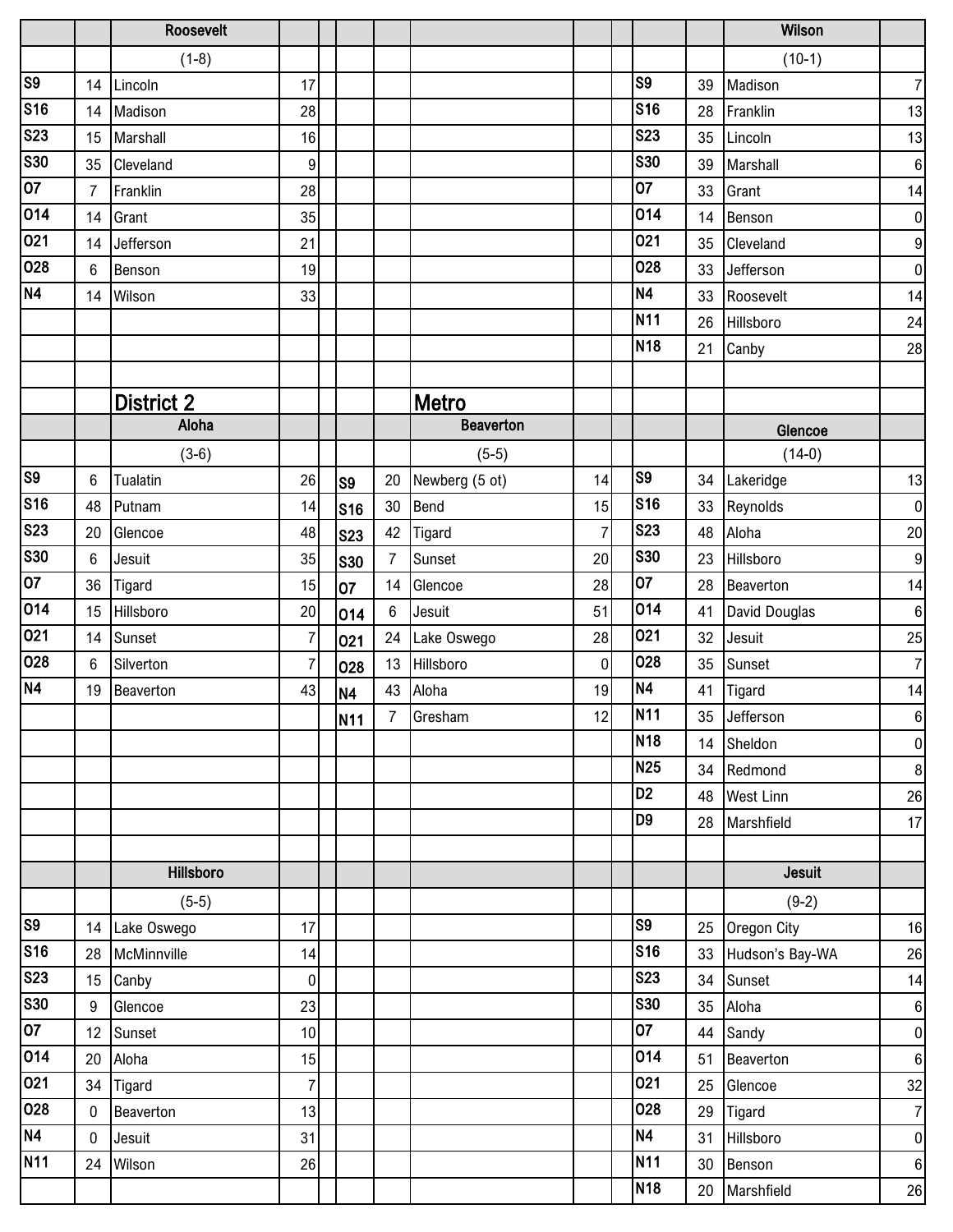### Roosevelt

(1-8)

| Date | Score | Opponent | Opp |
|---|---|---|---|
| S9 | 14 | Lincoln | 17 |
| S16 | 14 | Madison | 28 |
| S23 | 15 | Marshall | 16 |
| S30 | 35 | Cleveland | 9 |
| O7 | 7 | Franklin | 28 |
| O14 | 14 | Grant | 35 |
| O21 | 14 | Jefferson | 21 |
| O28 | 6 | Benson | 19 |
| N4 | 14 | Wilson | 33 |

### Wilson

(10-1)

| Date | Score | Opponent | Opp |
|---|---|---|---|
| S9 | 39 | Madison | 7 |
| S16 | 28 | Franklin | 13 |
| S23 | 35 | Lincoln | 13 |
| S30 | 39 | Marshall | 6 |
| O7 | 33 | Grant | 14 |
| O14 | 14 | Benson | 0 |
| O21 | 35 | Cleveland | 9 |
| O28 | 33 | Jefferson | 0 |
| N4 | 33 | Roosevelt | 14 |
| N11 | 26 | Hillsboro | 24 |
| N18 | 21 | Canby | 28 |

## District 2

## Metro

### Aloha

(3-6)

| Date | Score | Opponent | Opp |
|---|---|---|---|
| S9 | 6 | Tualatin | 26 |
| S16 | 48 | Putnam | 14 |
| S23 | 20 | Glencoe | 48 |
| S30 | 6 | Jesuit | 35 |
| O7 | 36 | Tigard | 15 |
| O14 | 15 | Hillsboro | 20 |
| O21 | 14 | Sunset | 7 |
| O28 | 6 | Silverton | 7 |
| N4 | 19 | Beaverton | 43 |

### Beaverton

(5-5)

| Date | Score | Opponent | Opp |
|---|---|---|---|
| S9 | 20 | Newberg (5 ot) | 14 |
| S16 | 30 | Bend | 15 |
| S23 | 42 | Tigard | 7 |
| S30 | 7 | Sunset | 20 |
| O7 | 14 | Glencoe | 28 |
| O14 | 6 | Jesuit | 51 |
| O21 | 24 | Lake Oswego | 28 |
| O28 | 13 | Hillsboro | 0 |
| N4 | 43 | Aloha | 19 |
| N11 | 7 | Gresham | 12 |

### Glencoe

(14-0)

| Date | Score | Opponent | Opp |
|---|---|---|---|
| S9 | 34 | Lakeridge | 13 |
| S16 | 33 | Reynolds | 0 |
| S23 | 48 | Aloha | 20 |
| S30 | 23 | Hillsboro | 9 |
| O7 | 28 | Beaverton | 14 |
| O14 | 41 | David Douglas | 6 |
| O21 | 32 | Jesuit | 25 |
| O28 | 35 | Sunset | 7 |
| N4 | 41 | Tigard | 14 |
| N11 | 35 | Jefferson | 6 |
| N18 | 14 | Sheldon | 0 |
| N25 | 34 | Redmond | 8 |
| D2 | 48 | West Linn | 26 |
| D9 | 28 | Marshfield | 17 |

### Hillsboro

(5-5)

| Date | Score | Opponent | Opp |
|---|---|---|---|
| S9 | 14 | Lake Oswego | 17 |
| S16 | 28 | McMinnville | 14 |
| S23 | 15 | Canby | 0 |
| S30 | 9 | Glencoe | 23 |
| O7 | 12 | Sunset | 10 |
| O14 | 20 | Aloha | 15 |
| O21 | 34 | Tigard | 7 |
| O28 | 0 | Beaverton | 13 |
| N4 | 0 | Jesuit | 31 |
| N11 | 24 | Wilson | 26 |

### Jesuit

(9-2)

| Date | Score | Opponent | Opp |
|---|---|---|---|
| S9 | 25 | Oregon City | 16 |
| S16 | 33 | Hudson's Bay-WA | 26 |
| S23 | 34 | Sunset | 14 |
| S30 | 35 | Aloha | 6 |
| O7 | 44 | Sandy | 0 |
| O14 | 51 | Beaverton | 6 |
| O21 | 25 | Glencoe | 32 |
| O28 | 29 | Tigard | 7 |
| N4 | 31 | Hillsboro | 0 |
| N11 | 30 | Benson | 6 |
| N18 | 20 | Marshfield | 26 |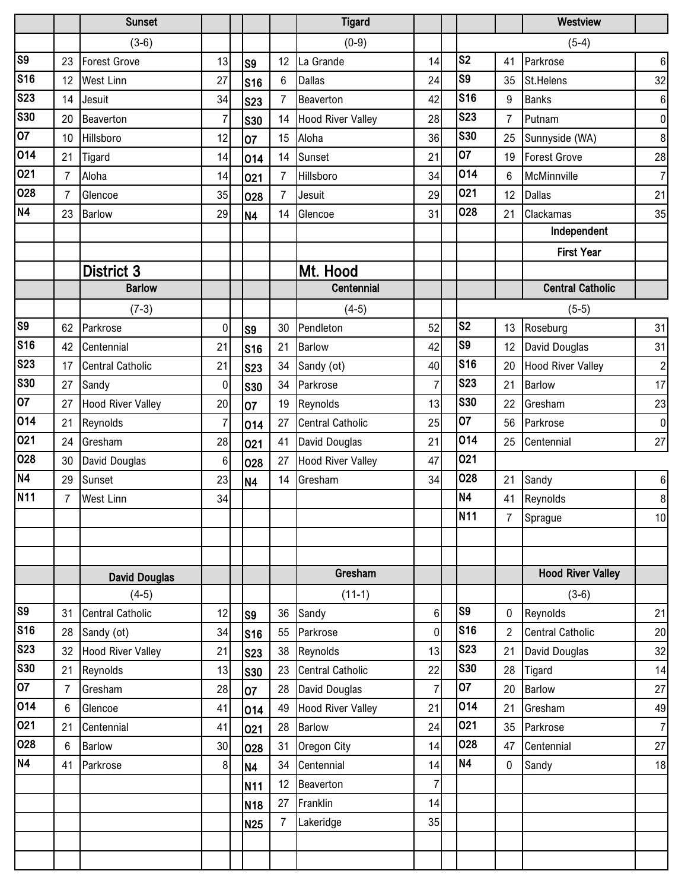| | | Sunset | | | | | Tigard | | | | | Westview | |
|---|---|---|---|---|---|---|---|---|---|---|---|---|---|
| | | (3-6) | | | | | (0-9) | | | | | (5-4) | |
| S9 | 23 | Forest Grove | 13 | | S9 | 12 | La Grande | 14 | | S2 | 41 | Parkrose | 6 |
| S16 | 12 | West Linn | 27 | | S16 | 6 | Dallas | 24 | | S9 | 35 | St.Helens | 32 |
| S23 | 14 | Jesuit | 34 | | S23 | 7 | Beaverton | 42 | | S16 | 9 | Banks | 6 |
| S30 | 20 | Beaverton | 7 | | S30 | 14 | Hood River Valley | 28 | | S23 | 7 | Putnam | 0 |
| O7 | 10 | Hillsboro | 12 | | O7 | 15 | Aloha | 36 | | S30 | 25 | Sunnyside (WA) | 8 |
| O14 | 21 | Tigard | 14 | | O14 | 14 | Sunset | 21 | | O7 | 19 | Forest Grove | 28 |
| O21 | 7 | Aloha | 14 | | O21 | 7 | Hillsboro | 34 | | O14 | 6 | McMinnville | 7 |
| O28 | 7 | Glencoe | 35 | | O28 | 7 | Jesuit | 29 | | O21 | 12 | Dallas | 21 |
| N4 | 23 | Barlow | 29 | | N4 | 14 | Glencoe | 31 | | O28 | 21 | Clackamas | 35 |
| | | | | | | | | | | | | Independent | |
| | | | | | | | | | | | | First Year | |

## District 3

## Mt. Hood

| | | Barlow | | | | | Centennial | | | | | Central Catholic | |
|---|---|---|---|---|---|---|---|---|---|---|---|---|---|
| | | (7-3) | | | | | (4-5) | | | | | (5-5) | |
| S9 | 62 | Parkrose | 0 | | S9 | 30 | Pendleton | 52 | | S2 | 13 | Roseburg | 31 |
| S16 | 42 | Centennial | 21 | | S16 | 21 | Barlow | 42 | | S9 | 12 | David Douglas | 31 |
| S23 | 17 | Central Catholic | 21 | | S23 | 34 | Sandy (ot) | 40 | | S16 | 20 | Hood River Valley | 2 |
| S30 | 27 | Sandy | 0 | | S30 | 34 | Parkrose | 7 | | S23 | 21 | Barlow | 17 |
| O7 | 27 | Hood River Valley | 20 | | O7 | 19 | Reynolds | 13 | | S30 | 22 | Gresham | 23 |
| O14 | 21 | Reynolds | 7 | | O14 | 27 | Central Catholic | 25 | | O7 | 56 | Parkrose | 0 |
| O21 | 24 | Gresham | 28 | | O21 | 41 | David Douglas | 21 | | O14 | 25 | Centennial | 27 |
| O28 | 30 | David Douglas | 6 | | O28 | 27 | Hood River Valley | 47 | | O21 | | | |
| N4 | 29 | Sunset | 23 | | N4 | 14 | Gresham | 34 | | O28 | 21 | Sandy | 6 |
| N11 | 7 | West Linn | 34 | | | | | | | N4 | 41 | Reynolds | 8 |
| | | | | | | | | | | N11 | 7 | Sprague | 10 |

| | | David Douglas | | | | | Gresham | | | | | Hood River Valley | |
|---|---|---|---|---|---|---|---|---|---|---|---|---|---|
| | | (4-5) | | | | | (11-1) | | | | | (3-6) | |
| S9 | 31 | Central Catholic | 12 | | S9 | 36 | Sandy | 6 | | S9 | 0 | Reynolds | 21 |
| S16 | 28 | Sandy (ot) | 34 | | S16 | 55 | Parkrose | 0 | | S16 | 2 | Central Catholic | 20 |
| S23 | 32 | Hood River Valley | 21 | | S23 | 38 | Reynolds | 13 | | S23 | 21 | David Douglas | 32 |
| S30 | 21 | Reynolds | 13 | | S30 | 23 | Central Catholic | 22 | | S30 | 28 | Tigard | 14 |
| O7 | 7 | Gresham | 28 | | O7 | 28 | David Douglas | 7 | | O7 | 20 | Barlow | 27 |
| O14 | 6 | Glencoe | 41 | | O14 | 49 | Hood River Valley | 21 | | O14 | 21 | Gresham | 49 |
| O21 | 21 | Centennial | 41 | | O21 | 28 | Barlow | 24 | | O21 | 35 | Parkrose | 7 |
| O28 | 6 | Barlow | 30 | | O28 | 31 | Oregon City | 14 | | O28 | 47 | Centennial | 27 |
| N4 | 41 | Parkrose | 8 | | N4 | 34 | Centennial | 14 | | N4 | 0 | Sandy | 18 |
| | | | | | N11 | 12 | Beaverton | 7 | | | | | |
| | | | | | N18 | 27 | Franklin | 14 | | | | | |
| | | | | | N25 | 7 | Lakeridge | 35 | | | | | |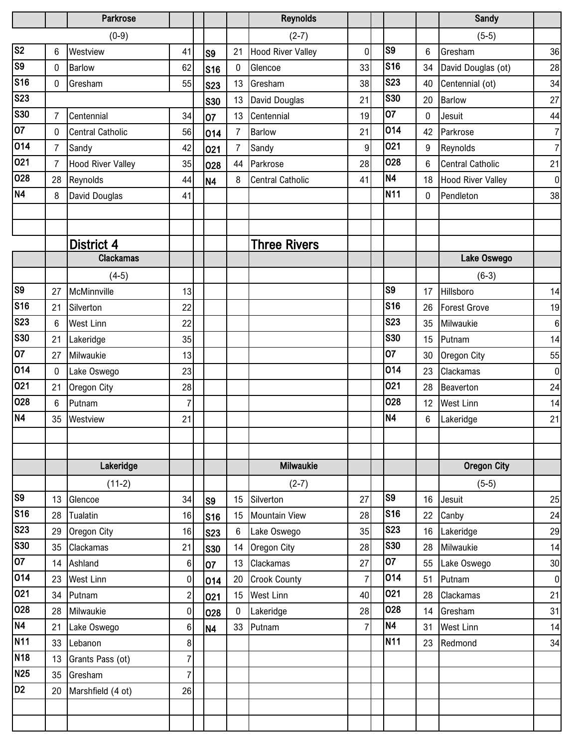## Parkrose

(0-9)

| Date | Score | Opponent | Score |
|---|---|---|---|
| S2 | 6 | Westview | 41 |
| S9 | 0 | Barlow | 62 |
| S16 | 0 | Gresham | 55 |
| S23 | | | |
| S30 | 7 | Centennial | 34 |
| O7 | 0 | Central Catholic | 56 |
| O14 | 7 | Sandy | 42 |
| O21 | 7 | Hood River Valley | 35 |
| O28 | 28 | Reynolds | 44 |
| N4 | 8 | David Douglas | 41 |

## Reynolds

(2-7)

| Date | Score | Opponent | Score |
|---|---|---|---|
| S9 | 21 | Hood River Valley | 0 |
| S16 | 0 | Glencoe | 33 |
| S23 | 13 | Gresham | 38 |
| S30 | 13 | David Douglas | 21 |
| O7 | 13 | Centennial | 19 |
| O14 | 7 | Barlow | 21 |
| O21 | 7 | Sandy | 9 |
| O28 | 44 | Parkrose | 28 |
| N4 | 8 | Central Catholic | 41 |

## Sandy

(5-5)

| Date | Score | Opponent | Score |
|---|---|---|---|
| S9 | 6 | Gresham | 36 |
| S16 | 34 | David Douglas (ot) | 28 |
| S23 | 40 | Centennial (ot) | 34 |
| S30 | 20 | Barlow | 27 |
| O7 | 0 | Jesuit | 44 |
| O14 | 42 | Parkrose | 7 |
| O21 | 9 | Reynolds | 7 |
| O28 | 6 | Central Catholic | 21 |
| N4 | 18 | Hood River Valley | 0 |
| N11 | 0 | Pendleton | 38 |

# District 4

# Three Rivers

## Clackamas

(4-5)

| Date | Score | Opponent | Score |
|---|---|---|---|
| S9 | 27 | McMinnville | 13 |
| S16 | 21 | Silverton | 22 |
| S23 | 6 | West Linn | 22 |
| S30 | 21 | Lakeridge | 35 |
| O7 | 27 | Milwaukie | 13 |
| O14 | 0 | Lake Oswego | 23 |
| O21 | 21 | Oregon City | 28 |
| O28 | 6 | Putnam | 7 |
| N4 | 35 | Westview | 21 |

## Lake Oswego

(6-3)

| Date | Score | Opponent | Score |
|---|---|---|---|
| S9 | 17 | Hillsboro | 14 |
| S16 | 26 | Forest Grove | 19 |
| S23 | 35 | Milwaukie | 6 |
| S30 | 15 | Putnam | 14 |
| O7 | 30 | Oregon City | 55 |
| O14 | 23 | Clackamas | 0 |
| O21 | 28 | Beaverton | 24 |
| O28 | 12 | West Linn | 14 |
| N4 | 6 | Lakeridge | 21 |

## Lakeridge

(11-2)

| Date | Score | Opponent | Score |
|---|---|---|---|
| S9 | 13 | Glencoe | 34 |
| S16 | 28 | Tualatin | 16 |
| S23 | 29 | Oregon City | 16 |
| S30 | 35 | Clackamas | 21 |
| O7 | 14 | Ashland | 6 |
| O14 | 23 | West Linn | 0 |
| O21 | 34 | Putnam | 2 |
| O28 | 28 | Milwaukie | 0 |
| N4 | 21 | Lake Oswego | 6 |
| N11 | 33 | Lebanon | 8 |
| N18 | 13 | Grants Pass (ot) | 7 |
| N25 | 35 | Gresham | 7 |
| D2 | 20 | Marshfield (4 ot) | 26 |

## Milwaukie

(2-7)

| Date | Score | Opponent | Score |
|---|---|---|---|
| S9 | 15 | Silverton | 27 |
| S16 | 15 | Mountain View | 28 |
| S23 | 6 | Lake Oswego | 35 |
| S30 | 14 | Oregon City | 28 |
| O7 | 13 | Clackamas | 27 |
| O14 | 20 | Crook County | 7 |
| O21 | 15 | West Linn | 40 |
| O28 | 0 | Lakeridge | 28 |
| N4 | 33 | Putnam | 7 |

## Oregon City

(5-5)

| Date | Score | Opponent | Score |
|---|---|---|---|
| S9 | 16 | Jesuit | 25 |
| S16 | 22 | Canby | 24 |
| S23 | 16 | Lakeridge | 29 |
| S30 | 28 | Milwaukie | 14 |
| O7 | 55 | Lake Oswego | 30 |
| O14 | 51 | Putnam | 0 |
| O21 | 28 | Clackamas | 21 |
| O28 | 14 | Gresham | 31 |
| N4 | 31 | West Linn | 14 |
| N11 | 23 | Redmond | 34 |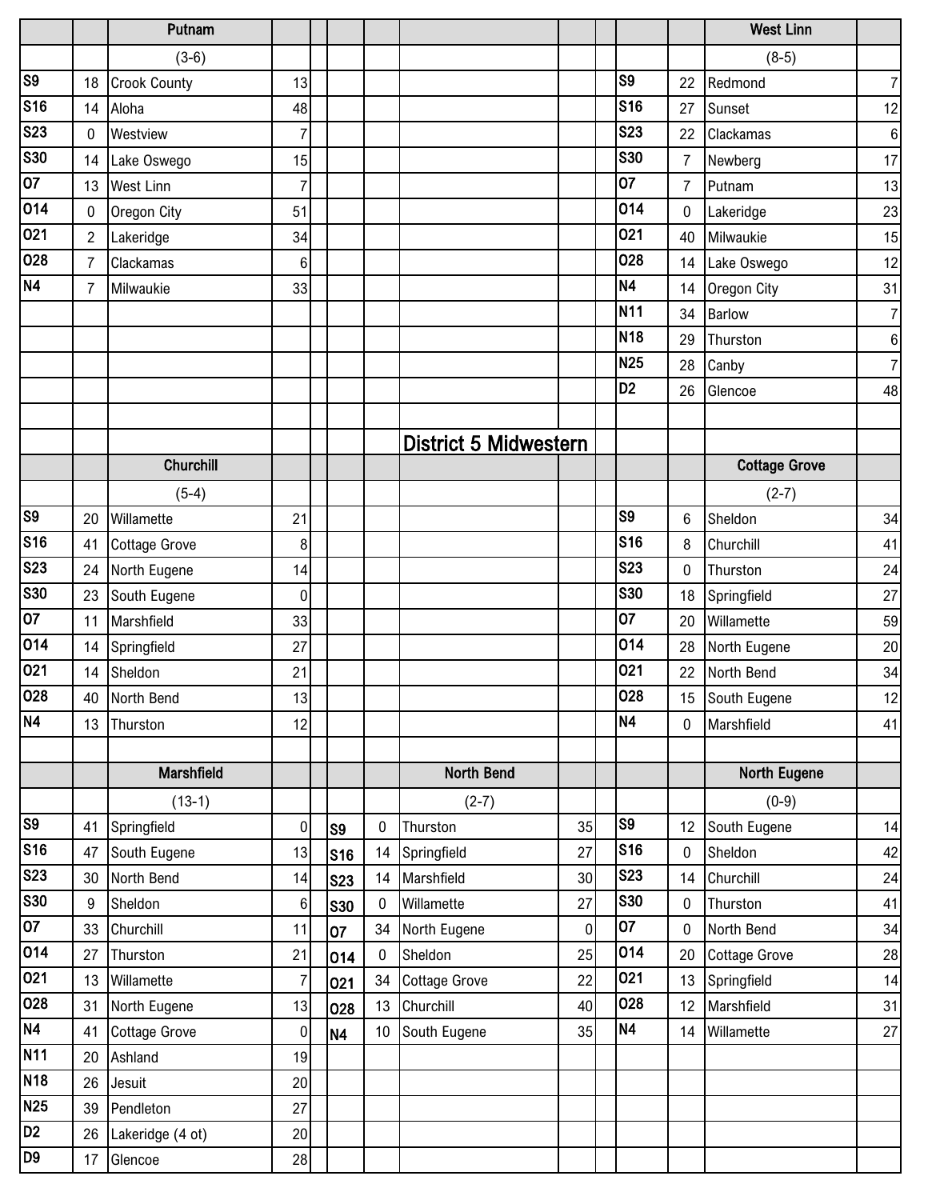## District 5 Midwestern

### Putnam (3-6)

| Date | Score | Opponent | Opp |
|---|---|---|---|
| S9 | 18 | Crook County | 13 |
| S16 | 14 | Aloha | 48 |
| S23 | 0 | Westview | 7 |
| S30 | 14 | Lake Oswego | 15 |
| O7 | 13 | West Linn | 7 |
| O14 | 0 | Oregon City | 51 |
| O21 | 2 | Lakeridge | 34 |
| O28 | 7 | Clackamas | 6 |
| N4 | 7 | Milwaukie | 33 |

### West Linn (8-5)

| Date | Score | Opponent | Opp |
|---|---|---|---|
| S9 | 22 | Redmond | 7 |
| S16 | 27 | Sunset | 12 |
| S23 | 22 | Clackamas | 6 |
| S30 | 7 | Newberg | 17 |
| O7 | 7 | Putnam | 13 |
| O14 | 0 | Lakeridge | 23 |
| O21 | 40 | Milwaukie | 15 |
| O28 | 14 | Lake Oswego | 12 |
| N4 | 14 | Oregon City | 31 |
| N11 | 34 | Barlow | 7 |
| N18 | 29 | Thurston | 6 |
| N25 | 28 | Canby | 7 |
| D2 | 26 | Glencoe | 48 |

### Churchill (5-4)

| Date | Score | Opponent | Opp |
|---|---|---|---|
| S9 | 20 | Willamette | 21 |
| S16 | 41 | Cottage Grove | 8 |
| S23 | 24 | North Eugene | 14 |
| S30 | 23 | South Eugene | 0 |
| O7 | 11 | Marshfield | 33 |
| O14 | 14 | Springfield | 27 |
| O21 | 14 | Sheldon | 21 |
| O28 | 40 | North Bend | 13 |
| N4 | 13 | Thurston | 12 |

### Cottage Grove (2-7)

| Date | Score | Opponent | Opp |
|---|---|---|---|
| S9 | 6 | Sheldon | 34 |
| S16 | 8 | Churchill | 41 |
| S23 | 0 | Thurston | 24 |
| S30 | 18 | Springfield | 27 |
| O7 | 20 | Willamette | 59 |
| O14 | 28 | North Eugene | 20 |
| O21 | 22 | North Bend | 34 |
| O28 | 15 | South Eugene | 12 |
| N4 | 0 | Marshfield | 41 |

### Marshfield (13-1)

| Date | Score | Opponent | Opp |
|---|---|---|---|
| S9 | 41 | Springfield | 0 |
| S16 | 47 | South Eugene | 13 |
| S23 | 30 | North Bend | 14 |
| S30 | 9 | Sheldon | 6 |
| O7 | 33 | Churchill | 11 |
| O14 | 27 | Thurston | 21 |
| O21 | 13 | Willamette | 7 |
| O28 | 31 | North Eugene | 13 |
| N4 | 41 | Cottage Grove | 0 |
| N11 | 20 | Ashland | 19 |
| N18 | 26 | Jesuit | 20 |
| N25 | 39 | Pendleton | 27 |
| D2 | 26 | Lakeridge (4 ot) | 20 |
| D9 | 17 | Glencoe | 28 |

### North Bend (2-7)

| Date | Score | Opponent | Opp |
|---|---|---|---|
| S9 | 0 | Thurston | 35 |
| S16 | 14 | Springfield | 27 |
| S23 | 14 | Marshfield | 30 |
| S30 | 0 | Willamette | 27 |
| O7 | 34 | North Eugene | 0 |
| O14 | 0 | Sheldon | 25 |
| O21 | 34 | Cottage Grove | 22 |
| O28 | 13 | Churchill | 40 |
| N4 | 10 | South Eugene | 35 |

### North Eugene (0-9)

| Date | Score | Opponent | Opp |
|---|---|---|---|
| S9 | 12 | South Eugene | 14 |
| S16 | 0 | Sheldon | 42 |
| S23 | 14 | Churchill | 24 |
| S30 | 0 | Thurston | 41 |
| O7 | 0 | North Bend | 34 |
| O14 | 20 | Cottage Grove | 28 |
| O21 | 13 | Springfield | 14 |
| O28 | 12 | Marshfield | 31 |
| N4 | 14 | Willamette | 27 |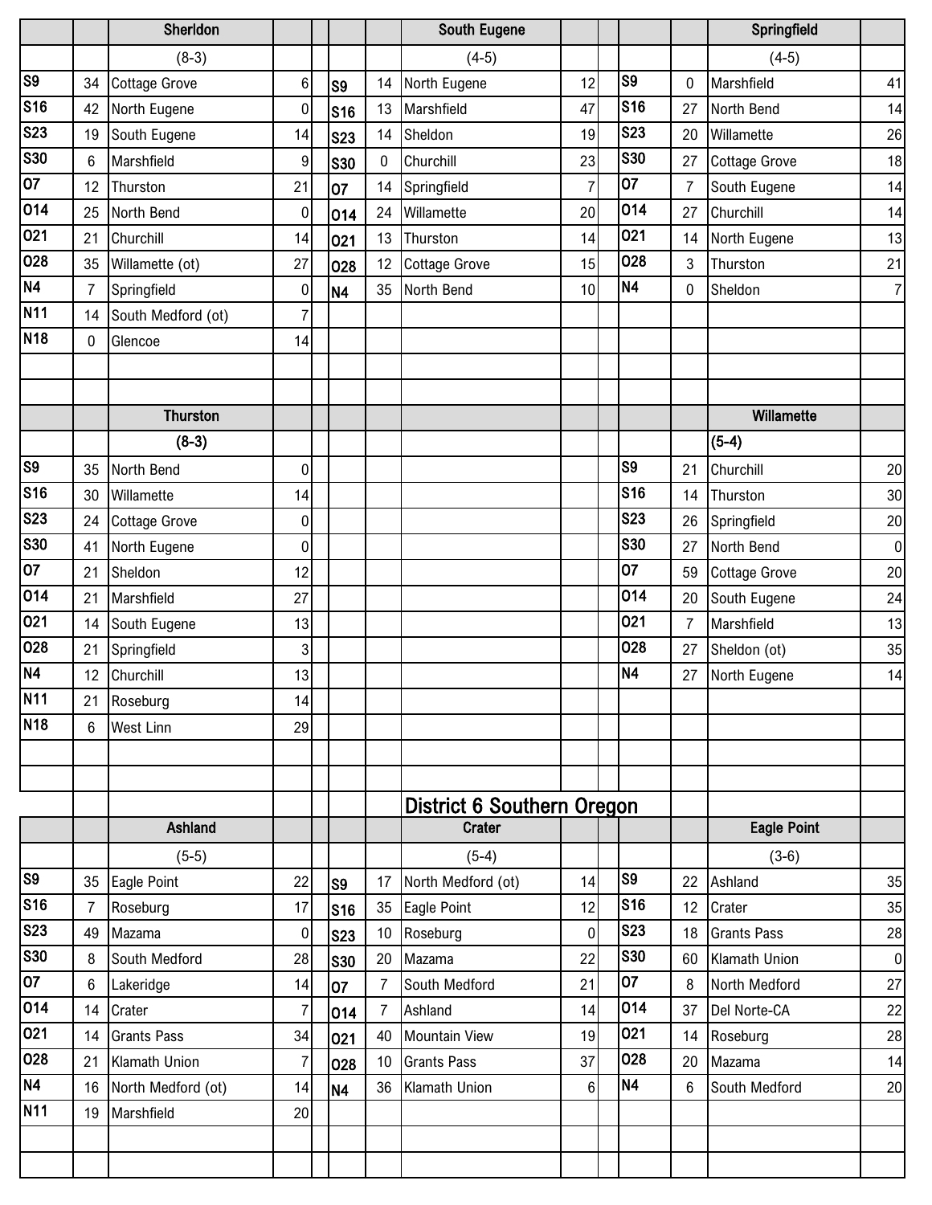| | | Sherldon | | | | | South Eugene | | | | | Springfield | |
|---|---|---|---|---|---|---|---|---|---|---|---|---|---|
| | | (8-3) | | | | | (4-5) | | | | | (4-5) | |
| S9 | 34 | Cottage Grove | 6 | | S9 | 14 | North Eugene | 12 | | S9 | 0 | Marshfield | 41 |
| S16 | 42 | North Eugene | 0 | | S16 | 13 | Marshfield | 47 | | S16 | 27 | North Bend | 14 |
| S23 | 19 | South Eugene | 14 | | S23 | 14 | Sheldon | 19 | | S23 | 20 | Willamette | 26 |
| S30 | 6 | Marshfield | 9 | | S30 | 0 | Churchill | 23 | | S30 | 27 | Cottage Grove | 18 |
| O7 | 12 | Thurston | 21 | | O7 | 14 | Springfield | 7 | | O7 | 7 | South Eugene | 14 |
| O14 | 25 | North Bend | 0 | | O14 | 24 | Willamette | 20 | | O14 | 27 | Churchill | 14 |
| O21 | 21 | Churchill | 14 | | O21 | 13 | Thurston | 14 | | O21 | 14 | North Eugene | 13 |
| O28 | 35 | Willamette (ot) | 27 | | O28 | 12 | Cottage Grove | 15 | | O28 | 3 | Thurston | 21 |
| N4 | 7 | Springfield | 0 | | N4 | 35 | North Bend | 10 | | N4 | 0 | Sheldon | 7 |
| N11 | 14 | South Medford (ot) | 7 | | | | | | | | | | |
| N18 | 0 | Glencoe | 14 | | | | | | | | | | |

| | | Thurston | | | | | | | | | | Willamette | |
|---|---|---|---|---|---|---|---|---|---|---|---|---|---|
| | | (8-3) | | | | | | | | | | (5-4) | |
| S9 | 35 | North Bend | 0 | | | | | | | S9 | 21 | Churchill | 20 |
| S16 | 30 | Willamette | 14 | | | | | | | S16 | 14 | Thurston | 30 |
| S23 | 24 | Cottage Grove | 0 | | | | | | | S23 | 26 | Springfield | 20 |
| S30 | 41 | North Eugene | 0 | | | | | | | S30 | 27 | North Bend | 0 |
| O7 | 21 | Sheldon | 12 | | | | | | | O7 | 59 | Cottage Grove | 20 |
| O14 | 21 | Marshfield | 27 | | | | | | | O14 | 20 | South Eugene | 24 |
| O21 | 14 | South Eugene | 13 | | | | | | | O21 | 7 | Marshfield | 13 |
| O28 | 21 | Springfield | 3 | | | | | | | O28 | 27 | Sheldon (ot) | 35 |
| N4 | 12 | Churchill | 13 | | | | | | | N4 | 27 | North Eugene | 14 |
| N11 | 21 | Roseburg | 14 | | | | | | | | | | |
| N18 | 6 | West Linn | 29 | | | | | | | | | | |

## District 6 Southern Oregon

| | | Ashland | | | | | Crater | | | | | Eagle Point | |
|---|---|---|---|---|---|---|---|---|---|---|---|---|---|
| | | (5-5) | | | | | (5-4) | | | | | (3-6) | |
| S9 | 35 | Eagle Point | 22 | | S9 | 17 | North Medford (ot) | 14 | | S9 | 22 | Ashland | 35 |
| S16 | 7 | Roseburg | 17 | | S16 | 35 | Eagle Point | 12 | | S16 | 12 | Crater | 35 |
| S23 | 49 | Mazama | 0 | | S23 | 10 | Roseburg | 0 | | S23 | 18 | Grants Pass | 28 |
| S30 | 8 | South Medford | 28 | | S30 | 20 | Mazama | 22 | | S30 | 60 | Klamath Union | 0 |
| O7 | 6 | Lakeridge | 14 | | O7 | 7 | South Medford | 21 | | O7 | 8 | North Medford | 27 |
| O14 | 14 | Crater | 7 | | O14 | 7 | Ashland | 14 | | O14 | 37 | Del Norte-CA | 22 |
| O21 | 14 | Grants Pass | 34 | | O21 | 40 | Mountain View | 19 | | O21 | 14 | Roseburg | 28 |
| O28 | 21 | Klamath Union | 7 | | O28 | 10 | Grants Pass | 37 | | O28 | 20 | Mazama | 14 |
| N4 | 16 | North Medford (ot) | 14 | | N4 | 36 | Klamath Union | 6 | | N4 | 6 | South Medford | 20 |
| N11 | 19 | Marshfield | 20 | | | | | | | | | | |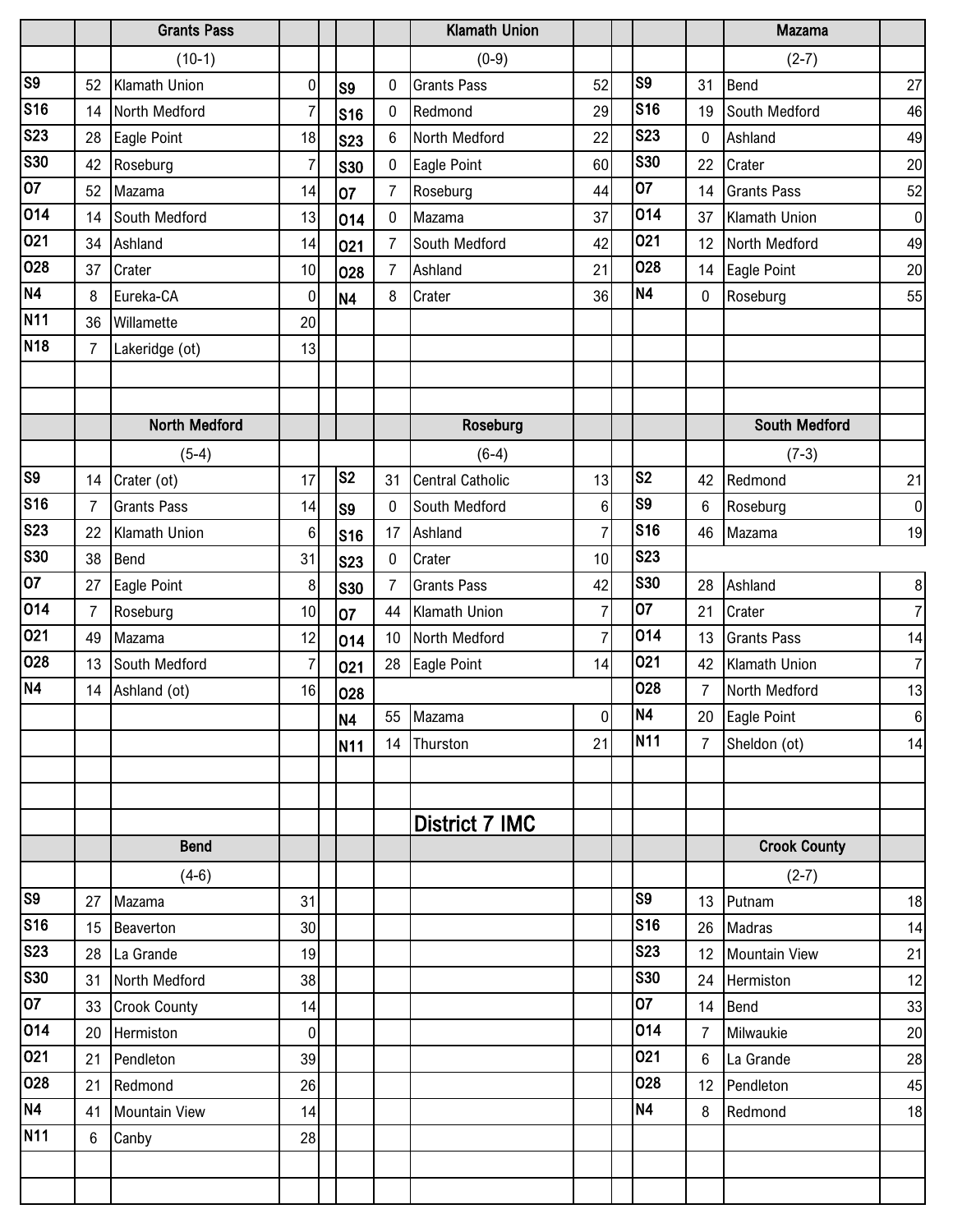# District 7 IMC

## Grants Pass (10-1)

| Date | Score | Opponent | Opp |
|---|---|---|---|
| S9 | 52 | Klamath Union | 0 |
| S16 | 14 | North Medford | 7 |
| S23 | 28 | Eagle Point | 18 |
| S30 | 42 | Roseburg | 7 |
| O7 | 52 | Mazama | 14 |
| O14 | 14 | South Medford | 13 |
| O21 | 34 | Ashland | 14 |
| O28 | 37 | Crater | 10 |
| N4 | 8 | Eureka-CA | 0 |
| N11 | 36 | Willamette | 20 |
| N18 | 7 | Lakeridge (ot) | 13 |

## Klamath Union (0-9)

| Date | Score | Opponent | Opp |
|---|---|---|---|
| S9 | 0 | Grants Pass | 52 |
| S16 | 0 | Redmond | 29 |
| S23 | 6 | North Medford | 22 |
| S30 | 0 | Eagle Point | 60 |
| O7 | 7 | Roseburg | 44 |
| O14 | 0 | Mazama | 37 |
| O21 | 7 | South Medford | 42 |
| O28 | 7 | Ashland | 21 |
| N4 | 8 | Crater | 36 |

## Mazama (2-7)

| Date | Score | Opponent | Opp |
|---|---|---|---|
| S9 | 31 | Bend | 27 |
| S16 | 19 | South Medford | 46 |
| S23 | 0 | Ashland | 49 |
| S30 | 22 | Crater | 20 |
| O7 | 14 | Grants Pass | 52 |
| O14 | 37 | Klamath Union | 0 |
| O21 | 12 | North Medford | 49 |
| O28 | 14 | Eagle Point | 20 |
| N4 | 0 | Roseburg | 55 |

## North Medford (5-4)

| Date | Score | Opponent | Opp |
|---|---|---|---|
| S9 | 14 | Crater (ot) | 17 |
| S16 | 7 | Grants Pass | 14 |
| S23 | 22 | Klamath Union | 6 |
| S30 | 38 | Bend | 31 |
| O7 | 27 | Eagle Point | 8 |
| O14 | 7 | Roseburg | 10 |
| O21 | 49 | Mazama | 12 |
| O28 | 13 | South Medford | 7 |
| N4 | 14 | Ashland (ot) | 16 |

## Roseburg (6-4)

| Date | Score | Opponent | Opp |
|---|---|---|---|
| S2 | 31 | Central Catholic | 13 |
| S9 | 0 | South Medford | 6 |
| S16 | 17 | Ashland | 7 |
| S23 | 0 | Crater | 10 |
| S30 | 7 | Grants Pass | 42 |
| O7 | 44 | Klamath Union | 7 |
| O14 | 10 | North Medford | 7 |
| O21 | 28 | Eagle Point | 14 |
| O28 | | | |
| N4 | 55 | Mazama | 0 |
| N11 | 14 | Thurston | 21 |

## South Medford (7-3)

| Date | Score | Opponent | Opp |
|---|---|---|---|
| S2 | 42 | Redmond | 21 |
| S9 | 6 | Roseburg | 0 |
| S16 | 46 | Mazama | 19 |
| S23 | | | |
| S30 | 28 | Ashland | 8 |
| O7 | 21 | Crater | 7 |
| O14 | 13 | Grants Pass | 14 |
| O21 | 42 | Klamath Union | 7 |
| O28 | 7 | North Medford | 13 |
| N4 | 20 | Eagle Point | 6 |
| N11 | 7 | Sheldon (ot) | 14 |

## Bend (4-6)

| Date | Score | Opponent | Opp |
|---|---|---|---|
| S9 | 27 | Mazama | 31 |
| S16 | 15 | Beaverton | 30 |
| S23 | 28 | La Grande | 19 |
| S30 | 31 | North Medford | 38 |
| O7 | 33 | Crook County | 14 |
| O14 | 20 | Hermiston | 0 |
| O21 | 21 | Pendleton | 39 |
| O28 | 21 | Redmond | 26 |
| N4 | 41 | Mountain View | 14 |
| N11 | 6 | Canby | 28 |

## Crook County (2-7)

| Date | Score | Opponent | Opp |
|---|---|---|---|
| S9 | 13 | Putnam | 18 |
| S16 | 26 | Madras | 14 |
| S23 | 12 | Mountain View | 21 |
| S30 | 24 | Hermiston | 12 |
| O7 | 14 | Bend | 33 |
| O14 | 7 | Milwaukie | 20 |
| O21 | 6 | La Grande | 28 |
| O28 | 12 | Pendleton | 45 |
| N4 | 8 | Redmond | 18 |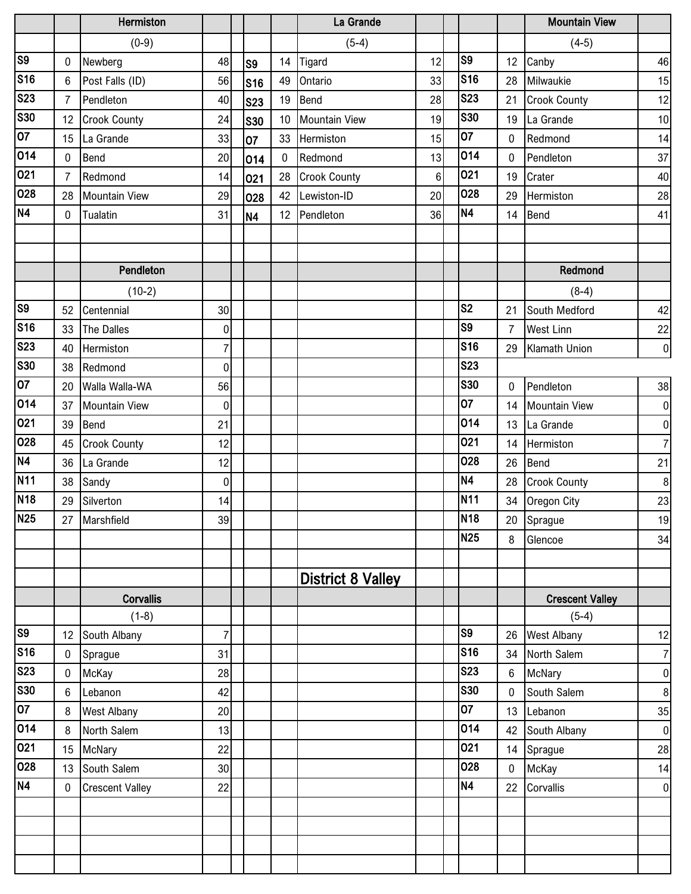### Hermiston

(0-9)

| Date | Score | Opponent | Opp |
|---|---|---|---|
| S9 | 0 | Newberg | 48 |
| S16 | 6 | Post Falls (ID) | 56 |
| S23 | 7 | Pendleton | 40 |
| S30 | 12 | Crook County | 24 |
| O7 | 15 | La Grande | 33 |
| O14 | 0 | Bend | 20 |
| O21 | 7 | Redmond | 14 |
| O28 | 28 | Mountain View | 29 |
| N4 | 0 | Tualatin | 31 |

### La Grande

(5-4)

| Date | Score | Opponent | Opp |
|---|---|---|---|
| S9 | 14 | Tigard | 12 |
| S16 | 49 | Ontario | 33 |
| S23 | 19 | Bend | 28 |
| S30 | 10 | Mountain View | 19 |
| O7 | 33 | Hermiston | 15 |
| O14 | 0 | Redmond | 13 |
| O21 | 28 | Crook County | 6 |
| O28 | 42 | Lewiston-ID | 20 |
| N4 | 12 | Pendleton | 36 |

### Mountain View

(4-5)

| Date | Score | Opponent | Opp |
|---|---|---|---|
| S9 | 12 | Canby | 46 |
| S16 | 28 | Milwaukie | 15 |
| S23 | 21 | Crook County | 12 |
| S30 | 19 | La Grande | 10 |
| O7 | 0 | Redmond | 14 |
| O14 | 0 | Pendleton | 37 |
| O21 | 19 | Crater | 40 |
| O28 | 29 | Hermiston | 28 |
| N4 | 14 | Bend | 41 |

### Pendleton

(10-2)

| Date | Score | Opponent | Opp |
|---|---|---|---|
| S9 | 52 | Centennial | 30 |
| S16 | 33 | The Dalles | 0 |
| S23 | 40 | Hermiston | 7 |
| S30 | 38 | Redmond | 0 |
| O7 | 20 | Walla Walla-WA | 56 |
| O14 | 37 | Mountain View | 0 |
| O21 | 39 | Bend | 21 |
| O28 | 45 | Crook County | 12 |
| N4 | 36 | La Grande | 12 |
| N11 | 38 | Sandy | 0 |
| N18 | 29 | Silverton | 14 |
| N25 | 27 | Marshfield | 39 |

### Redmond

(8-4)

| Date | Score | Opponent | Opp |
|---|---|---|---|
| S2 | 21 | South Medford | 42 |
| S9 | 7 | West Linn | 22 |
| S16 | 29 | Klamath Union | 0 |
| S23 | | | |
| S30 | 0 | Pendleton | 38 |
| O7 | 14 | Mountain View | 0 |
| O14 | 13 | La Grande | 0 |
| O21 | 14 | Hermiston | 7 |
| O28 | 26 | Bend | 21 |
| N4 | 28 | Crook County | 8 |
| N11 | 34 | Oregon City | 23 |
| N18 | 20 | Sprague | 19 |
| N25 | 8 | Glencoe | 34 |

## District 8 Valley

### Corvallis

(1-8)

| Date | Score | Opponent | Opp |
|---|---|---|---|
| S9 | 12 | South Albany | 7 |
| S16 | 0 | Sprague | 31 |
| S23 | 0 | McKay | 28 |
| S30 | 6 | Lebanon | 42 |
| O7 | 8 | West Albany | 20 |
| O14 | 8 | North Salem | 13 |
| O21 | 15 | McNary | 22 |
| O28 | 13 | South Salem | 30 |
| N4 | 0 | Crescent Valley | 22 |

### Crescent Valley

(5-4)

| Date | Score | Opponent | Opp |
|---|---|---|---|
| S9 | 26 | West Albany | 12 |
| S16 | 34 | North Salem | 7 |
| S23 | 6 | McNary | 0 |
| S30 | 0 | South Salem | 8 |
| O7 | 13 | Lebanon | 35 |
| O14 | 42 | South Albany | 0 |
| O21 | 14 | Sprague | 28 |
| O28 | 0 | McKay | 14 |
| N4 | 22 | Corvallis | 0 |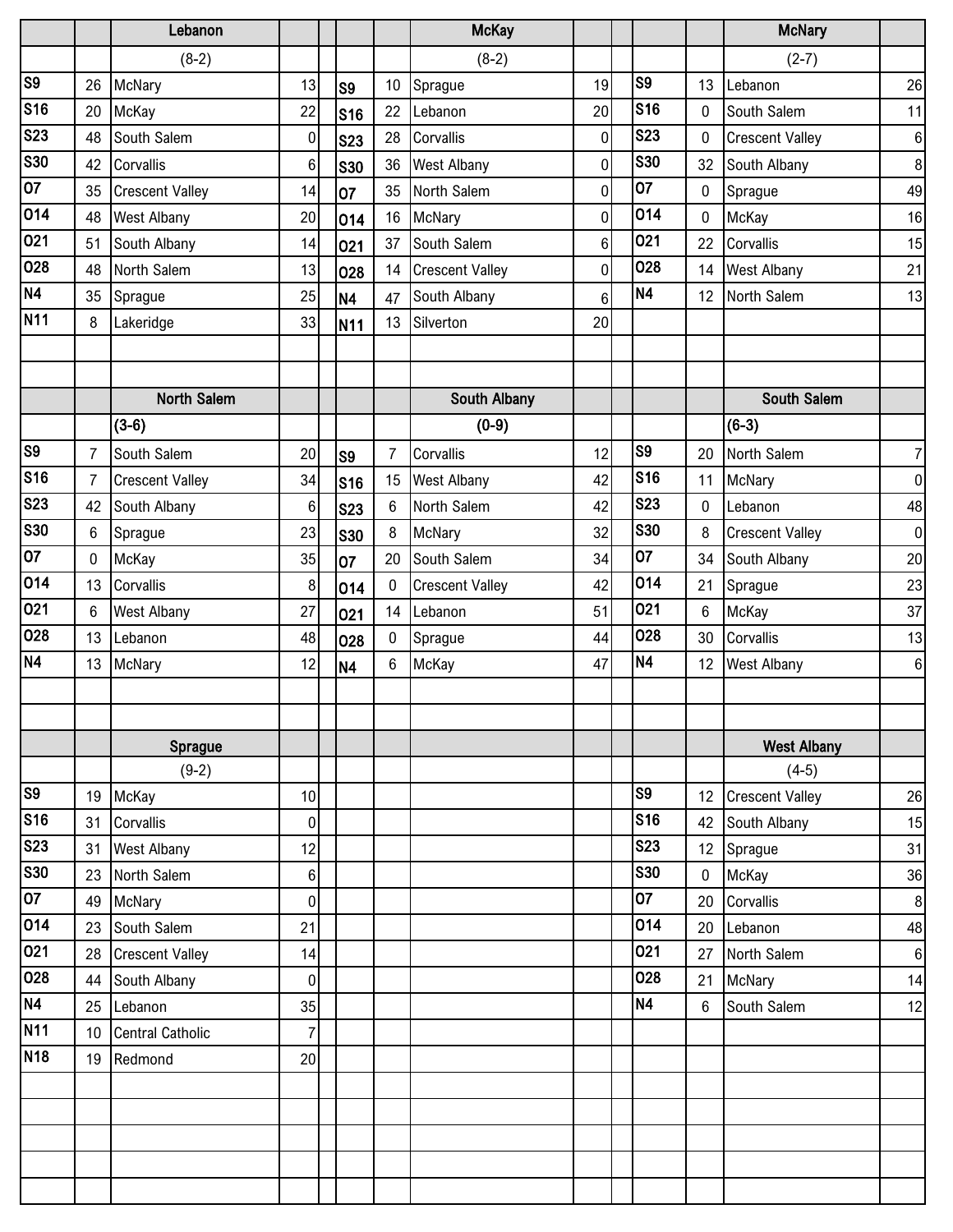| | | Lebanon | | | | | McKay | | | | | McNary | |
|---|---|---|---|---|---|---|---|---|---|---|---|---|---|
| | | (8-2) | | | | | (8-2) | | | | | (2-7) | |
| S9 | 26 | McNary | 13 | | S9 | 10 | Sprague | 19 | | S9 | 13 | Lebanon | 26 |
| S16 | 20 | McKay | 22 | | S16 | 22 | Lebanon | 20 | | S16 | 0 | South Salem | 11 |
| S23 | 48 | South Salem | 0 | | S23 | 28 | Corvallis | 0 | | S23 | 0 | Crescent Valley | 6 |
| S30 | 42 | Corvallis | 6 | | S30 | 36 | West Albany | 0 | | S30 | 32 | South Albany | 8 |
| O7 | 35 | Crescent Valley | 14 | | O7 | 35 | North Salem | 0 | | O7 | 0 | Sprague | 49 |
| O14 | 48 | West Albany | 20 | | O14 | 16 | McNary | 0 | | O14 | 0 | McKay | 16 |
| O21 | 51 | South Albany | 14 | | O21 | 37 | South Salem | 6 | | O21 | 22 | Corvallis | 15 |
| O28 | 48 | North Salem | 13 | | O28 | 14 | Crescent Valley | 0 | | O28 | 14 | West Albany | 21 |
| N4 | 35 | Sprague | 25 | | N4 | 47 | South Albany | 6 | | N4 | 12 | North Salem | 13 |
| N11 | 8 | Lakeridge | 33 | | N11 | 13 | Silverton | 20 | | | | | |

| | | North Salem | | | | | South Albany | | | | | South Salem | |
|---|---|---|---|---|---|---|---|---|---|---|---|---|---|
| | | (3-6) | | | | | (0-9) | | | | | (6-3) | |
| S9 | 7 | South Salem | 20 | | S9 | 7 | Corvallis | 12 | | S9 | 20 | North Salem | 7 |
| S16 | 7 | Crescent Valley | 34 | | S16 | 15 | West Albany | 42 | | S16 | 11 | McNary | 0 |
| S23 | 42 | South Albany | 6 | | S23 | 6 | North Salem | 42 | | S23 | 0 | Lebanon | 48 |
| S30 | 6 | Sprague | 23 | | S30 | 8 | McNary | 32 | | S30 | 8 | Crescent Valley | 0 |
| O7 | 0 | McKay | 35 | | O7 | 20 | South Salem | 34 | | O7 | 34 | South Albany | 20 |
| O14 | 13 | Corvallis | 8 | | O14 | 0 | Crescent Valley | 42 | | O14 | 21 | Sprague | 23 |
| O21 | 6 | West Albany | 27 | | O21 | 14 | Lebanon | 51 | | O21 | 6 | McKay | 37 |
| O28 | 13 | Lebanon | 48 | | O28 | 0 | Sprague | 44 | | O28 | 30 | Corvallis | 13 |
| N4 | 13 | McNary | 12 | | N4 | 6 | McKay | 47 | | N4 | 12 | West Albany | 6 |

| | | Sprague | | | | | West Albany | |
|---|---|---|---|---|---|---|---|---|
| | | (9-2) | | | | | (4-5) | |
| S9 | 19 | McKay | 10 | | S9 | 12 | Crescent Valley | 26 |
| S16 | 31 | Corvallis | 0 | | S16 | 42 | South Albany | 15 |
| S23 | 31 | West Albany | 12 | | S23 | 12 | Sprague | 31 |
| S30 | 23 | North Salem | 6 | | S30 | 0 | McKay | 36 |
| O7 | 49 | McNary | 0 | | O7 | 20 | Corvallis | 8 |
| O14 | 23 | South Salem | 21 | | O14 | 20 | Lebanon | 48 |
| O21 | 28 | Crescent Valley | 14 | | O21 | 27 | North Salem | 6 |
| O28 | 44 | South Albany | 0 | | O28 | 21 | McNary | 14 |
| N4 | 25 | Lebanon | 35 | | N4 | 6 | South Salem | 12 |
| N11 | 10 | Central Catholic | 7 | | | | | |
| N18 | 19 | Redmond | 20 | | | | | |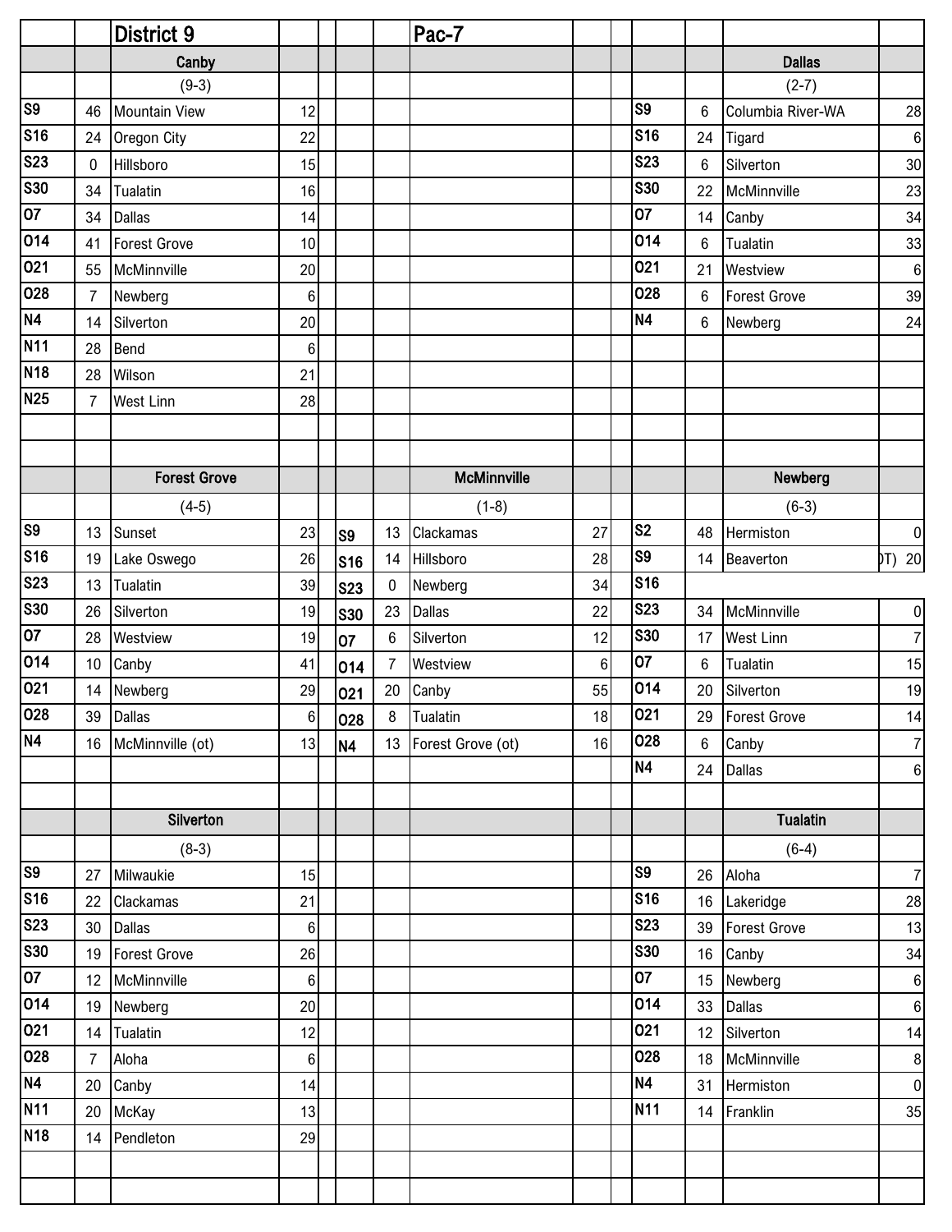## District 9

## Pac-7

### Canby

(9-3)

| Date | Score | Opponent | Opp |
|---|---|---|---|
| S9 | 46 | Mountain View | 12 |
| S16 | 24 | Oregon City | 22 |
| S23 | 0 | Hillsboro | 15 |
| S30 | 34 | Tualatin | 16 |
| O7 | 34 | Dallas | 14 |
| O14 | 41 | Forest Grove | 10 |
| O21 | 55 | McMinnville | 20 |
| O28 | 7 | Newberg | 6 |
| N4 | 14 | Silverton | 20 |
| N11 | 28 | Bend | 6 |
| N18 | 28 | Wilson | 21 |
| N25 | 7 | West Linn | 28 |

### Dallas

(2-7)

| Date | Score | Opponent | Opp |
|---|---|---|---|
| S9 | 6 | Columbia River-WA | 28 |
| S16 | 24 | Tigard | 6 |
| S23 | 6 | Silverton | 30 |
| S30 | 22 | McMinnville | 23 |
| O7 | 14 | Canby | 34 |
| O14 | 6 | Tualatin | 33 |
| O21 | 21 | Westview | 6 |
| O28 | 6 | Forest Grove | 39 |
| N4 | 6 | Newberg | 24 |

### Forest Grove

(4-5)

| Date | Score | Opponent | Opp |
|---|---|---|---|
| S9 | 13 | Sunset | 23 |
| S16 | 19 | Lake Oswego | 26 |
| S23 | 13 | Tualatin | 39 |
| S30 | 26 | Silverton | 19 |
| O7 | 28 | Westview | 19 |
| O14 | 10 | Canby | 41 |
| O21 | 14 | Newberg | 29 |
| O28 | 39 | Dallas | 6 |
| N4 | 16 | McMinnville (ot) | 13 |

### McMinnville

(1-8)

| Date | Score | Opponent | Opp |
|---|---|---|---|
| S9 | 13 | Clackamas | 27 |
| S16 | 14 | Hillsboro | 28 |
| S23 | 0 | Newberg | 34 |
| S30 | 23 | Dallas | 22 |
| O7 | 6 | Silverton | 12 |
| O14 | 7 | Westview | 6 |
| O21 | 20 | Canby | 55 |
| O28 | 8 | Tualatin | 18 |
| N4 | 13 | Forest Grove (ot) | 16 |

### Newberg

(6-3)

| Date | Score | Opponent | Opp |
|---|---|---|---|
| S2 | 48 | Hermiston | 0 |
| S9 | 14 | Beaverton (OT) | 20 |
| S16 | | | |
| S23 | 34 | McMinnville | 0 |
| S30 | 17 | West Linn | 7 |
| O7 | 6 | Tualatin | 15 |
| O14 | 20 | Silverton | 19 |
| O21 | 29 | Forest Grove | 14 |
| O28 | 6 | Canby | 7 |
| N4 | 24 | Dallas | 6 |

### Silverton

(8-3)

| Date | Score | Opponent | Opp |
|---|---|---|---|
| S9 | 27 | Milwaukie | 15 |
| S16 | 22 | Clackamas | 21 |
| S23 | 30 | Dallas | 6 |
| S30 | 19 | Forest Grove | 26 |
| O7 | 12 | McMinnville | 6 |
| O14 | 19 | Newberg | 20 |
| O21 | 14 | Tualatin | 12 |
| O28 | 7 | Aloha | 6 |
| N4 | 20 | Canby | 14 |
| N11 | 20 | McKay | 13 |
| N18 | 14 | Pendleton | 29 |

### Tualatin

(6-4)

| Date | Score | Opponent | Opp |
|---|---|---|---|
| S9 | 26 | Aloha | 7 |
| S16 | 16 | Lakeridge | 28 |
| S23 | 39 | Forest Grove | 13 |
| S30 | 16 | Canby | 34 |
| O7 | 15 | Newberg | 6 |
| O14 | 33 | Dallas | 6 |
| O21 | 12 | Silverton | 14 |
| O28 | 18 | McMinnville | 8 |
| N4 | 31 | Hermiston | 0 |
| N11 | 14 | Franklin | 35 |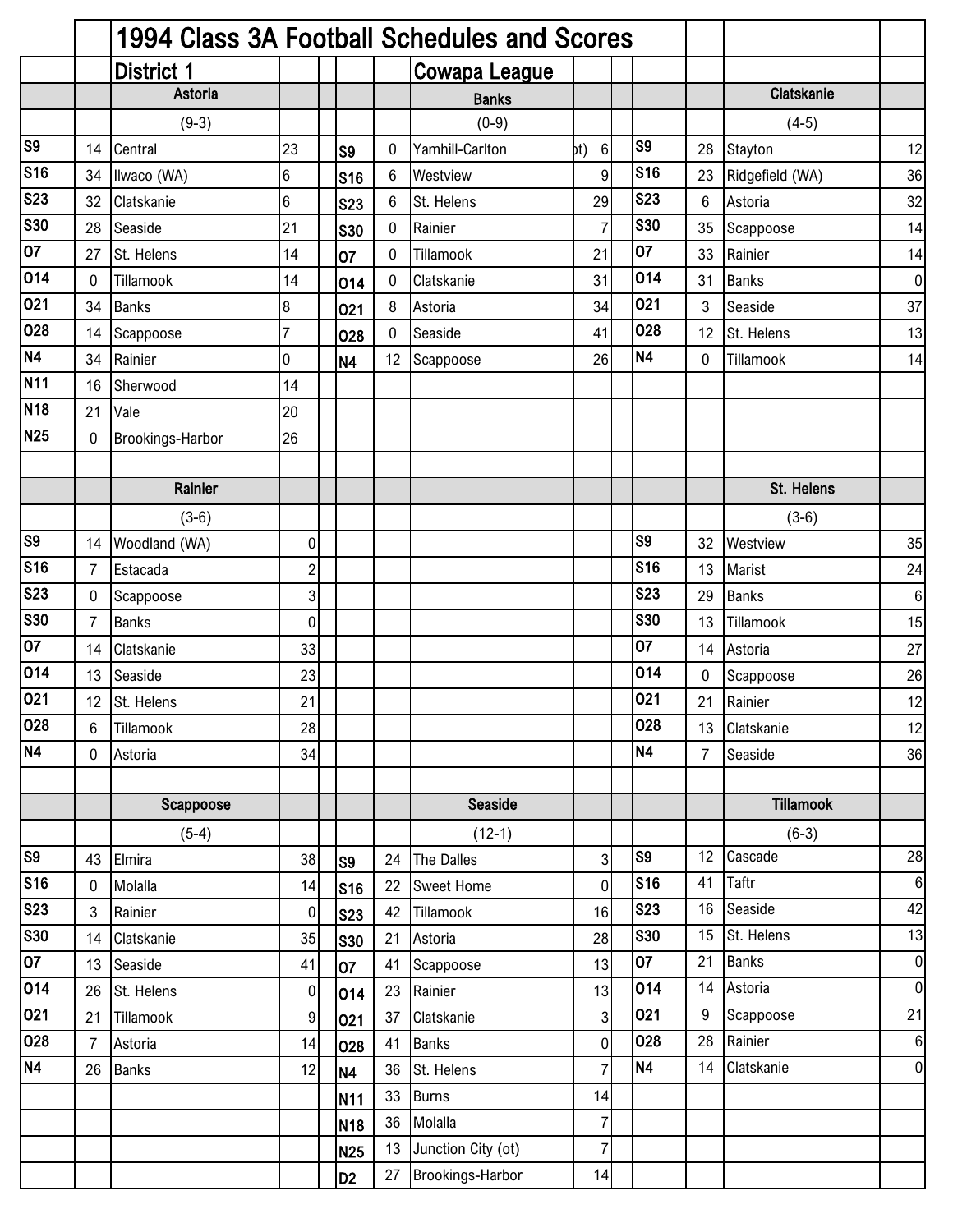# 1994 Class 3A Football Schedules and Scores

## District 1 — Cowapa League

### Astoria

(9-3)

| Date | Score | Opponent | Opp |
|---|---|---|---|
| S9 | 14 | Central | 23 |
| S16 | 34 | Ilwaco (WA) | 6 |
| S23 | 32 | Clatskanie | 6 |
| S30 | 28 | Seaside | 21 |
| O7 | 27 | St. Helens | 14 |
| O14 | 0 | Tillamook | 14 |
| O21 | 34 | Banks | 8 |
| O28 | 14 | Scappoose | 7 |
| N4 | 34 | Rainier | 0 |
| N11 | 16 | Sherwood | 14 |
| N18 | 21 | Vale | 20 |
| N25 | 0 | Brookings-Harbor | 26 |

### Banks

(0-9)

| Date | Score | Opponent | Opp |
|---|---|---|---|
| S9 | 0 | Yamhill-Carlton (ot) | 6 |
| S16 | 6 | Westview | 9 |
| S23 | 6 | St. Helens | 29 |
| S30 | 0 | Rainier | 7 |
| O7 | 0 | Tillamook | 21 |
| O14 | 0 | Clatskanie | 31 |
| O21 | 8 | Astoria | 34 |
| O28 | 0 | Seaside | 41 |
| N4 | 12 | Scappoose | 26 |

### Clatskanie

(4-5)

| Date | Score | Opponent | Opp |
|---|---|---|---|
| S9 | 28 | Stayton | 12 |
| S16 | 23 | Ridgefield (WA) | 36 |
| S23 | 6 | Astoria | 32 |
| S30 | 35 | Scappoose | 14 |
| O7 | 33 | Rainier | 14 |
| O14 | 31 | Banks | 0 |
| O21 | 3 | Seaside | 37 |
| O28 | 12 | St. Helens | 13 |
| N4 | 0 | Tillamook | 14 |

### Rainier

(3-6)

| Date | Score | Opponent | Opp |
|---|---|---|---|
| S9 | 14 | Woodland (WA) | 0 |
| S16 | 7 | Estacada | 2 |
| S23 | 0 | Scappoose | 3 |
| S30 | 7 | Banks | 0 |
| O7 | 14 | Clatskanie | 33 |
| O14 | 13 | Seaside | 23 |
| O21 | 12 | St. Helens | 21 |
| O28 | 6 | Tillamook | 28 |
| N4 | 0 | Astoria | 34 |

### St. Helens

(3-6)

| Date | Score | Opponent | Opp |
|---|---|---|---|
| S9 | 32 | Westview | 35 |
| S16 | 13 | Marist | 24 |
| S23 | 29 | Banks | 6 |
| S30 | 13 | Tillamook | 15 |
| O7 | 14 | Astoria | 27 |
| O14 | 0 | Scappoose | 26 |
| O21 | 21 | Rainier | 12 |
| O28 | 13 | Clatskanie | 12 |
| N4 | 7 | Seaside | 36 |

### Scappoose

(5-4)

| Date | Score | Opponent | Opp |
|---|---|---|---|
| S9 | 43 | Elmira | 38 |
| S16 | 0 | Molalla | 14 |
| S23 | 3 | Rainier | 0 |
| S30 | 14 | Clatskanie | 35 |
| O7 | 13 | Seaside | 41 |
| O14 | 26 | St. Helens | 0 |
| O21 | 21 | Tillamook | 9 |
| O28 | 7 | Astoria | 14 |
| N4 | 26 | Banks | 12 |

### Seaside

(12-1)

| Date | Score | Opponent | Opp |
|---|---|---|---|
| S9 | 24 | The Dalles | 3 |
| S16 | 22 | Sweet Home | 0 |
| S23 | 42 | Tillamook | 16 |
| S30 | 21 | Astoria | 28 |
| O7 | 41 | Scappoose | 13 |
| O14 | 23 | Rainier | 13 |
| O21 | 37 | Clatskanie | 3 |
| O28 | 41 | Banks | 0 |
| N4 | 36 | St. Helens | 7 |
| N11 | 33 | Burns | 14 |
| N18 | 36 | Molalla | 7 |
| N25 | 13 | Junction City (ot) | 7 |
| D2 | 27 | Brookings-Harbor | 14 |

### Tillamook

(6-3)

| Date | Score | Opponent | Opp |
|---|---|---|---|
| S9 | 12 | Cascade | 28 |
| S16 | 41 | Taftr | 6 |
| S23 | 16 | Seaside | 42 |
| S30 | 15 | St. Helens | 13 |
| O7 | 21 | Banks | 0 |
| O14 | 14 | Astoria | 0 |
| O21 | 9 | Scappoose | 21 |
| O28 | 28 | Rainier | 6 |
| N4 | 14 | Clatskanie | 0 |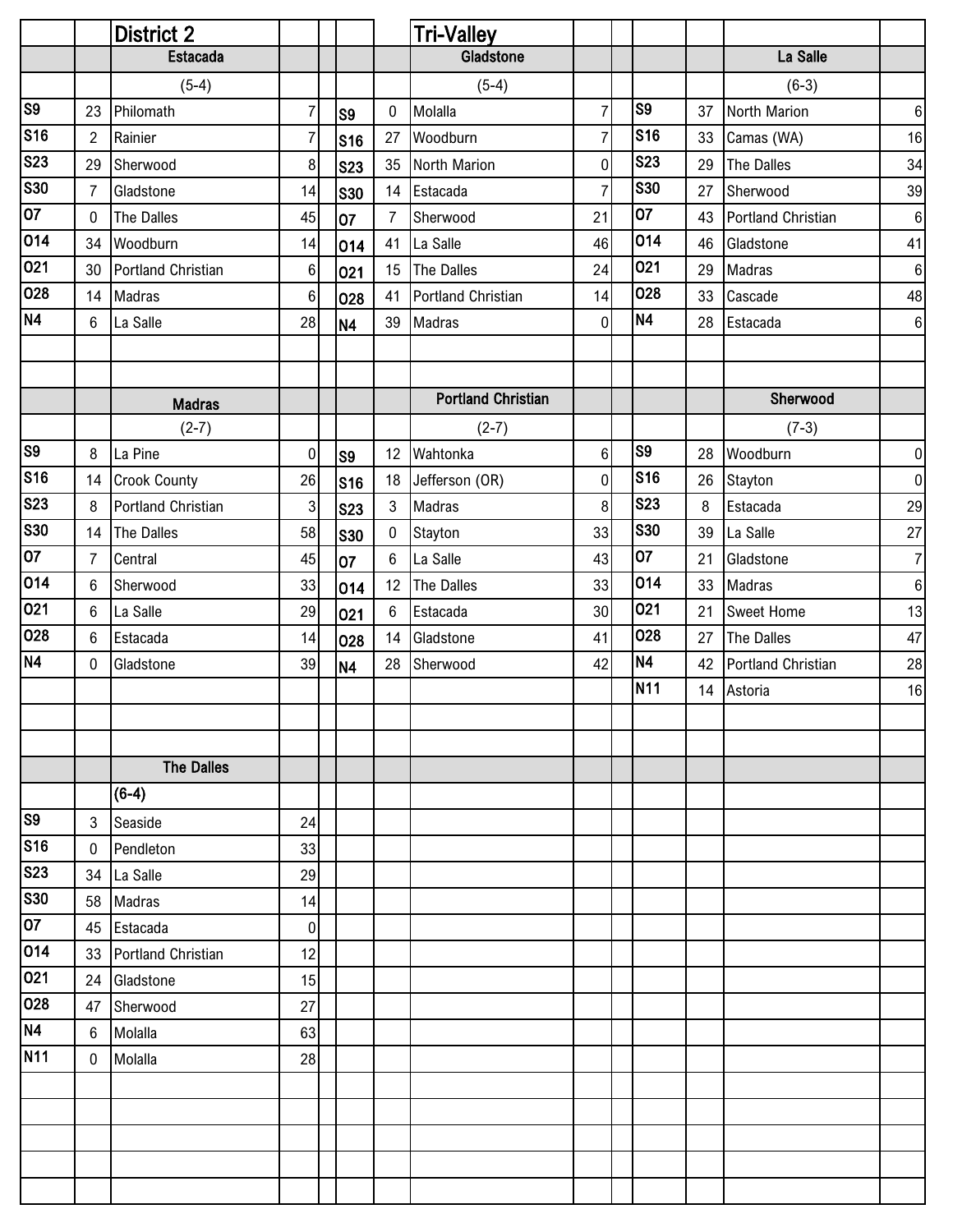## District 2 — Tri-Valley

### Estacada (5-4)

| Date | Score | Opponent | Opp. Score |
|---|---|---|---|
| S9 | 23 | Philomath | 7 |
| S16 | 2 | Rainier | 7 |
| S23 | 29 | Sherwood | 8 |
| S30 | 7 | Gladstone | 14 |
| O7 | 0 | The Dalles | 45 |
| O14 | 34 | Woodburn | 14 |
| O21 | 30 | Portland Christian | 6 |
| O28 | 14 | Madras | 6 |
| N4 | 6 | La Salle | 28 |

### Gladstone (5-4)

| Date | Score | Opponent | Opp. Score |
|---|---|---|---|
| S9 | 0 | Molalla | 7 |
| S16 | 27 | Woodburn | 7 |
| S23 | 35 | North Marion | 0 |
| S30 | 14 | Estacada | 7 |
| O7 | 7 | Sherwood | 21 |
| O14 | 41 | La Salle | 46 |
| O21 | 15 | The Dalles | 24 |
| O28 | 41 | Portland Christian | 14 |
| N4 | 39 | Madras | 0 |

### La Salle (6-3)

| Date | Score | Opponent | Opp. Score |
|---|---|---|---|
| S9 | 37 | North Marion | 6 |
| S16 | 33 | Camas (WA) | 16 |
| S23 | 29 | The Dalles | 34 |
| S30 | 27 | Sherwood | 39 |
| O7 | 43 | Portland Christian | 6 |
| O14 | 46 | Gladstone | 41 |
| O21 | 29 | Madras | 6 |
| O28 | 33 | Cascade | 48 |
| N4 | 28 | Estacada | 6 |

### Madras (2-7)

| Date | Score | Opponent | Opp. Score |
|---|---|---|---|
| S9 | 8 | La Pine | 0 |
| S16 | 14 | Crook County | 26 |
| S23 | 8 | Portland Christian | 3 |
| S30 | 14 | The Dalles | 58 |
| O7 | 7 | Central | 45 |
| O14 | 6 | Sherwood | 33 |
| O21 | 6 | La Salle | 29 |
| O28 | 6 | Estacada | 14 |
| N4 | 0 | Gladstone | 39 |

### Portland Christian (2-7)

| Date | Score | Opponent | Opp. Score |
|---|---|---|---|
| S9 | 12 | Wahtonka | 6 |
| S16 | 18 | Jefferson (OR) | 0 |
| S23 | 3 | Madras | 8 |
| S30 | 0 | Stayton | 33 |
| O7 | 6 | La Salle | 43 |
| O14 | 12 | The Dalles | 33 |
| O21 | 6 | Estacada | 30 |
| O28 | 14 | Gladstone | 41 |
| N4 | 28 | Sherwood | 42 |

### Sherwood (7-3)

| Date | Score | Opponent | Opp. Score |
|---|---|---|---|
| S9 | 28 | Woodburn | 0 |
| S16 | 26 | Stayton | 0 |
| S23 | 8 | Estacada | 29 |
| S30 | 39 | La Salle | 27 |
| O7 | 21 | Gladstone | 7 |
| O14 | 33 | Madras | 6 |
| O21 | 21 | Sweet Home | 13 |
| O28 | 27 | The Dalles | 47 |
| N4 | 42 | Portland Christian | 28 |
| N11 | 14 | Astoria | 16 |

### The Dalles (6-4)

| Date | Score | Opponent | Opp. Score |
|---|---|---|---|
| S9 | 3 | Seaside | 24 |
| S16 | 0 | Pendleton | 33 |
| S23 | 34 | La Salle | 29 |
| S30 | 58 | Madras | 14 |
| O7 | 45 | Estacada | 0 |
| O14 | 33 | Portland Christian | 12 |
| O21 | 24 | Gladstone | 15 |
| O28 | 47 | Sherwood | 27 |
| N4 | 6 | Molalla | 63 |
| N11 | 0 | Molalla | 28 |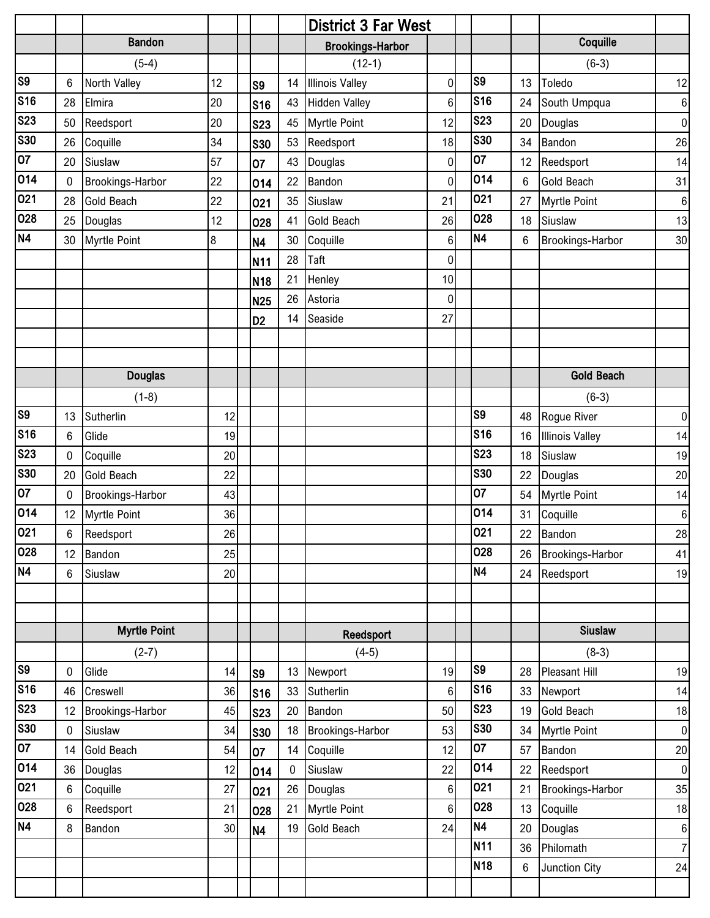# District 3 Far West

### Bandon

(5-4)

| Date | Score | Opponent | Opp Score |
|---|---|---|---|
| S9 | 6 | North Valley | 12 |
| S16 | 28 | Elmira | 20 |
| S23 | 50 | Reedsport | 20 |
| S30 | 26 | Coquille | 34 |
| O7 | 20 | Siuslaw | 57 |
| O14 | 0 | Brookings-Harbor | 22 |
| O21 | 28 | Gold Beach | 22 |
| O28 | 25 | Douglas | 12 |
| N4 | 30 | Myrtle Point | 8 |

### Brookings-Harbor

(12-1)

| Date | Score | Opponent | Opp Score |
|---|---|---|---|
| S9 | 14 | Illinois Valley | 0 |
| S16 | 43 | Hidden Valley | 6 |
| S23 | 45 | Myrtle Point | 12 |
| S30 | 53 | Reedsport | 18 |
| O7 | 43 | Douglas | 0 |
| O14 | 22 | Bandon | 0 |
| O21 | 35 | Siuslaw | 21 |
| O28 | 41 | Gold Beach | 26 |
| N4 | 30 | Coquille | 6 |
| N11 | 28 | Taft | 0 |
| N18 | 21 | Henley | 10 |
| N25 | 26 | Astoria | 0 |
| D2 | 14 | Seaside | 27 |

### Coquille

(6-3)

| Date | Score | Opponent | Opp Score |
|---|---|---|---|
| S9 | 13 | Toledo | 12 |
| S16 | 24 | South Umpqua | 6 |
| S23 | 20 | Douglas | 0 |
| S30 | 34 | Bandon | 26 |
| O7 | 12 | Reedsport | 14 |
| O14 | 6 | Gold Beach | 31 |
| O21 | 27 | Myrtle Point | 6 |
| O28 | 18 | Siuslaw | 13 |
| N4 | 6 | Brookings-Harbor | 30 |

### Douglas

(1-8)

| Date | Score | Opponent | Opp Score |
|---|---|---|---|
| S9 | 13 | Sutherlin | 12 |
| S16 | 6 | Glide | 19 |
| S23 | 0 | Coquille | 20 |
| S30 | 20 | Gold Beach | 22 |
| O7 | 0 | Brookings-Harbor | 43 |
| O14 | 12 | Myrtle Point | 36 |
| O21 | 6 | Reedsport | 26 |
| O28 | 12 | Bandon | 25 |
| N4 | 6 | Siuslaw | 20 |

### Gold Beach

(6-3)

| Date | Score | Opponent | Opp Score |
|---|---|---|---|
| S9 | 48 | Rogue River | 0 |
| S16 | 16 | Illinois Valley | 14 |
| S23 | 18 | Siuslaw | 19 |
| S30 | 22 | Douglas | 20 |
| O7 | 54 | Myrtle Point | 14 |
| O14 | 31 | Coquille | 6 |
| O21 | 22 | Bandon | 28 |
| O28 | 26 | Brookings-Harbor | 41 |
| N4 | 24 | Reedsport | 19 |

### Myrtle Point

(2-7)

| Date | Score | Opponent | Opp Score |
|---|---|---|---|
| S9 | 0 | Glide | 14 |
| S16 | 46 | Creswell | 36 |
| S23 | 12 | Brookings-Harbor | 45 |
| S30 | 0 | Siuslaw | 34 |
| O7 | 14 | Gold Beach | 54 |
| O14 | 36 | Douglas | 12 |
| O21 | 6 | Coquille | 27 |
| O28 | 6 | Reedsport | 21 |
| N4 | 8 | Bandon | 30 |

### Reedsport

(4-5)

| Date | Score | Opponent | Opp Score |
|---|---|---|---|
| S9 | 13 | Newport | 19 |
| S16 | 33 | Sutherlin | 6 |
| S23 | 20 | Bandon | 50 |
| S30 | 18 | Brookings-Harbor | 53 |
| O7 | 14 | Coquille | 12 |
| O14 | 0 | Siuslaw | 22 |
| O21 | 26 | Douglas | 6 |
| O28 | 21 | Myrtle Point | 6 |
| N4 | 19 | Gold Beach | 24 |

### Siuslaw

(8-3)

| Date | Score | Opponent | Opp Score |
|---|---|---|---|
| S9 | 28 | Pleasant Hill | 19 |
| S16 | 33 | Newport | 14 |
| S23 | 19 | Gold Beach | 18 |
| S30 | 34 | Myrtle Point | 0 |
| O7 | 57 | Bandon | 20 |
| O14 | 22 | Reedsport | 0 |
| O21 | 21 | Brookings-Harbor | 35 |
| O28 | 13 | Coquille | 18 |
| N4 | 20 | Douglas | 6 |
| N11 | 36 | Philomath | 7 |
| N18 | 6 | Junction City | 24 |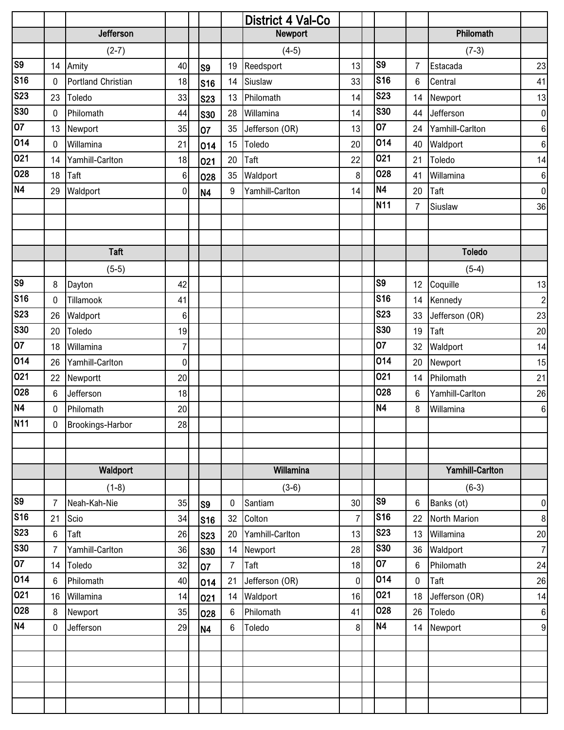# District 4 Val-Co

## Jefferson

(2-7)

| Date | Score | Opponent | Opp |
|---|---|---|---|
| S9 | 14 | Amity | 40 |
| S16 | 0 | Portland Christian | 18 |
| S23 | 23 | Toledo | 33 |
| S30 | 0 | Philomath | 44 |
| O7 | 13 | Newport | 35 |
| O14 | 0 | Willamina | 21 |
| O21 | 14 | Yamhill-Carlton | 18 |
| O28 | 18 | Taft | 6 |
| N4 | 29 | Waldport | 0 |

## Newport

(4-5)

| Date | Score | Opponent | Opp |
|---|---|---|---|
| S9 | 19 | Reedsport | 13 |
| S16 | 14 | Siuslaw | 33 |
| S23 | 13 | Philomath | 14 |
| S30 | 28 | Willamina | 14 |
| O7 | 35 | Jefferson (OR) | 13 |
| O14 | 15 | Toledo | 20 |
| O21 | 20 | Taft | 22 |
| O28 | 35 | Waldport | 8 |
| N4 | 9 | Yamhill-Carlton | 14 |

## Philomath

(7-3)

| Date | Score | Opponent | Opp |
|---|---|---|---|
| S9 | 7 | Estacada | 23 |
| S16 | 6 | Central | 41 |
| S23 | 14 | Newport | 13 |
| S30 | 44 | Jefferson | 0 |
| O7 | 24 | Yamhill-Carlton | 6 |
| O14 | 40 | Waldport | 6 |
| O21 | 21 | Toledo | 14 |
| O28 | 41 | Willamina | 6 |
| N4 | 20 | Taft | 0 |
| N11 | 7 | Siuslaw | 36 |

## Taft

(5-5)

| Date | Score | Opponent | Opp |
|---|---|---|---|
| S9 | 8 | Dayton | 42 |
| S16 | 0 | Tillamook | 41 |
| S23 | 26 | Waldport | 6 |
| S30 | 20 | Toledo | 19 |
| O7 | 18 | Willamina | 7 |
| O14 | 26 | Yamhill-Carlton | 0 |
| O21 | 22 | Newportt | 20 |
| O28 | 6 | Jefferson | 18 |
| N4 | 0 | Philomath | 20 |
| N11 | 0 | Brookings-Harbor | 28 |

## Toledo

(5-4)

| Date | Score | Opponent | Opp |
|---|---|---|---|
| S9 | 12 | Coquille | 13 |
| S16 | 14 | Kennedy | 2 |
| S23 | 33 | Jefferson (OR) | 23 |
| S30 | 19 | Taft | 20 |
| O7 | 32 | Waldport | 14 |
| O14 | 20 | Newport | 15 |
| O21 | 14 | Philomath | 21 |
| O28 | 6 | Yamhill-Carlton | 26 |
| N4 | 8 | Willamina | 6 |

## Waldport

(1-8)

| Date | Score | Opponent | Opp |
|---|---|---|---|
| S9 | 7 | Neah-Kah-Nie | 35 |
| S16 | 21 | Scio | 34 |
| S23 | 6 | Taft | 26 |
| S30 | 7 | Yamhill-Carlton | 36 |
| O7 | 14 | Toledo | 32 |
| O14 | 6 | Philomath | 40 |
| O21 | 16 | Willamina | 14 |
| O28 | 8 | Newport | 35 |
| N4 | 0 | Jefferson | 29 |

## Willamina

(3-6)

| Date | Score | Opponent | Opp |
|---|---|---|---|
| S9 | 0 | Santiam | 30 |
| S16 | 32 | Colton | 7 |
| S23 | 20 | Yamhill-Carlton | 13 |
| S30 | 14 | Newport | 28 |
| O7 | 7 | Taft | 18 |
| O14 | 21 | Jefferson (OR) | 0 |
| O21 | 14 | Waldport | 16 |
| O28 | 6 | Philomath | 41 |
| N4 | 6 | Toledo | 8 |

## Yamhill-Carlton

(6-3)

| Date | Score | Opponent | Opp |
|---|---|---|---|
| S9 | 6 | Banks (ot) | 0 |
| S16 | 22 | North Marion | 8 |
| S23 | 13 | Willamina | 20 |
| S30 | 36 | Waldport | 7 |
| O7 | 6 | Philomath | 24 |
| O14 | 0 | Taft | 26 |
| O21 | 18 | Jefferson (OR) | 14 |
| O28 | 26 | Toledo | 6 |
| N4 | 14 | Newport | 9 |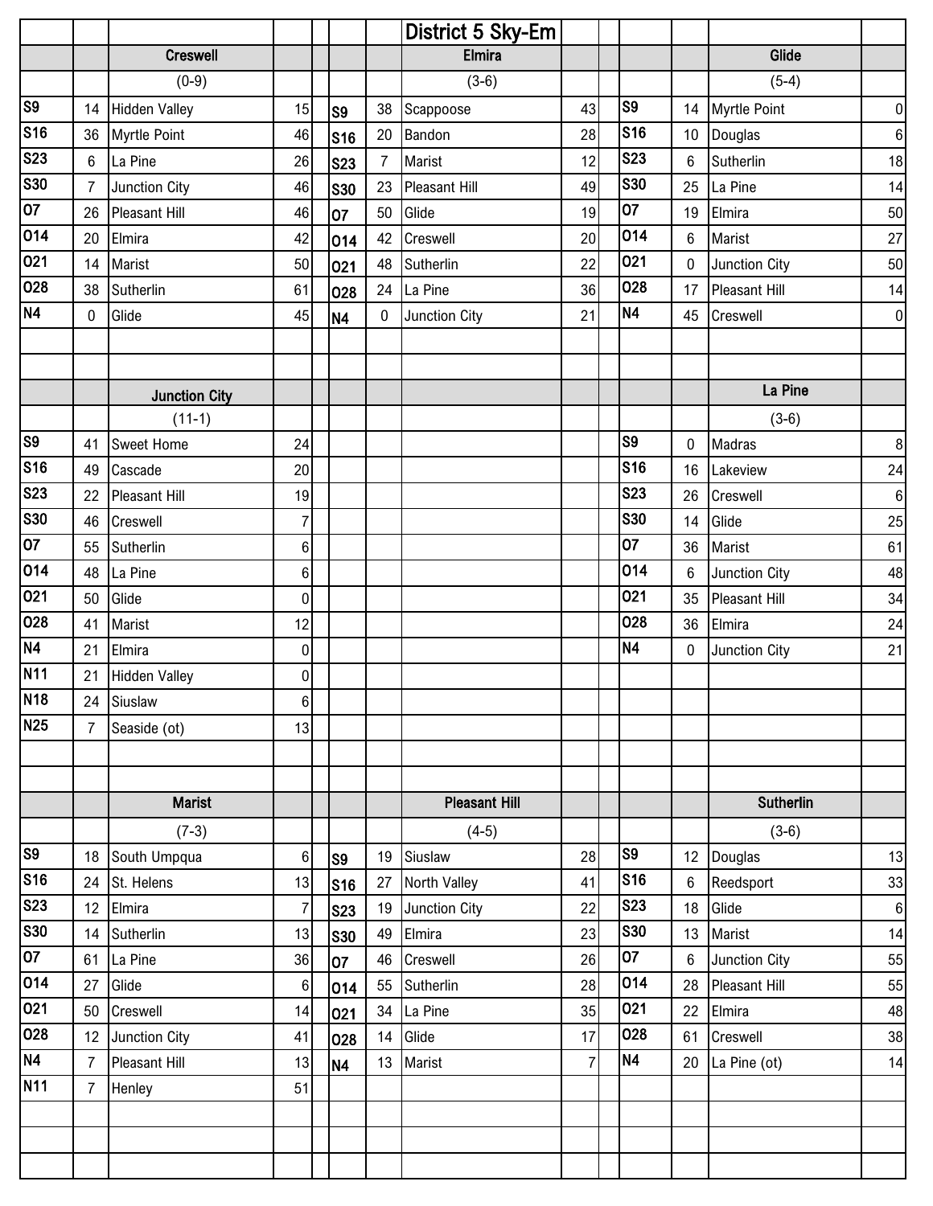# District 5 Sky-Em

## Creswell

(0-9)

| Date | Score | Opponent | Score |
|---|---|---|---|
| S9 | 14 | Hidden Valley | 15 |
| S16 | 36 | Myrtle Point | 46 |
| S23 | 6 | La Pine | 26 |
| S30 | 7 | Junction City | 46 |
| O7 | 26 | Pleasant Hill | 46 |
| O14 | 20 | Elmira | 42 |
| O21 | 14 | Marist | 50 |
| O28 | 38 | Sutherlin | 61 |
| N4 | 0 | Glide | 45 |

## Elmira

(3-6)

| Date | Score | Opponent | Score |
|---|---|---|---|
| S9 | 38 | Scappoose | 43 |
| S16 | 20 | Bandon | 28 |
| S23 | 7 | Marist | 12 |
| S30 | 23 | Pleasant Hill | 49 |
| O7 | 50 | Glide | 19 |
| O14 | 42 | Creswell | 20 |
| O21 | 48 | Sutherlin | 22 |
| O28 | 24 | La Pine | 36 |
| N4 | 0 | Junction City | 21 |

## Glide

(5-4)

| Date | Score | Opponent | Score |
|---|---|---|---|
| S9 | 14 | Myrtle Point | 0 |
| S16 | 10 | Douglas | 6 |
| S23 | 6 | Sutherlin | 18 |
| S30 | 25 | La Pine | 14 |
| O7 | 19 | Elmira | 50 |
| O14 | 6 | Marist | 27 |
| O21 | 0 | Junction City | 50 |
| O28 | 17 | Pleasant Hill | 14 |
| N4 | 45 | Creswell | 0 |

## Junction City

(11-1)

| Date | Score | Opponent | Score |
|---|---|---|---|
| S9 | 41 | Sweet Home | 24 |
| S16 | 49 | Cascade | 20 |
| S23 | 22 | Pleasant Hill | 19 |
| S30 | 46 | Creswell | 7 |
| O7 | 55 | Sutherlin | 6 |
| O14 | 48 | La Pine | 6 |
| O21 | 50 | Glide | 0 |
| O28 | 41 | Marist | 12 |
| N4 | 21 | Elmira | 0 |
| N11 | 21 | Hidden Valley | 0 |
| N18 | 24 | Siuslaw | 6 |
| N25 | 7 | Seaside (ot) | 13 |

## La Pine

(3-6)

| Date | Score | Opponent | Score |
|---|---|---|---|
| S9 | 0 | Madras | 8 |
| S16 | 16 | Lakeview | 24 |
| S23 | 26 | Creswell | 6 |
| S30 | 14 | Glide | 25 |
| O7 | 36 | Marist | 61 |
| O14 | 6 | Junction City | 48 |
| O21 | 35 | Pleasant Hill | 34 |
| O28 | 36 | Elmira | 24 |
| N4 | 0 | Junction City | 21 |

## Marist

(7-3)

| Date | Score | Opponent | Score |
|---|---|---|---|
| S9 | 18 | South Umpqua | 6 |
| S16 | 24 | St. Helens | 13 |
| S23 | 12 | Elmira | 7 |
| S30 | 14 | Sutherlin | 13 |
| O7 | 61 | La Pine | 36 |
| O14 | 27 | Glide | 6 |
| O21 | 50 | Creswell | 14 |
| O28 | 12 | Junction City | 41 |
| N4 | 7 | Pleasant Hill | 13 |
| N11 | 7 | Henley | 51 |

## Pleasant Hill

(4-5)

| Date | Score | Opponent | Score |
|---|---|---|---|
| S9 | 19 | Siuslaw | 28 |
| S16 | 27 | North Valley | 41 |
| S23 | 19 | Junction City | 22 |
| S30 | 49 | Elmira | 23 |
| O7 | 46 | Creswell | 26 |
| O14 | 55 | Sutherlin | 28 |
| O21 | 34 | La Pine | 35 |
| O28 | 14 | Glide | 17 |
| N4 | 13 | Marist | 7 |

## Sutherlin

(3-6)

| Date | Score | Opponent | Score |
|---|---|---|---|
| S9 | 12 | Douglas | 13 |
| S16 | 6 | Reedsport | 33 |
| S23 | 18 | Glide | 6 |
| S30 | 13 | Marist | 14 |
| O7 | 6 | Junction City | 55 |
| O14 | 28 | Pleasant Hill | 55 |
| O21 | 22 | Elmira | 48 |
| O28 | 61 | Creswell | 38 |
| N4 | 20 | La Pine (ot) | 14 |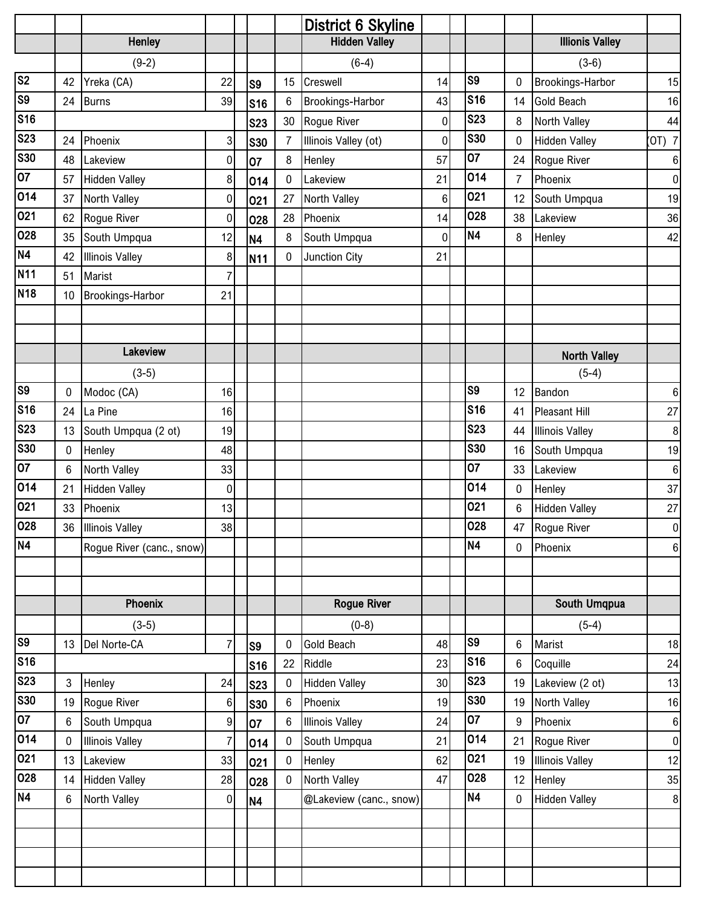# District 6 Skyline

## Henley

(9-2)

| Date | Score | Opponent | Opp. Score |
|---|---|---|---|
| S2 | 42 | Yreka (CA) | 22 |
| S9 | 24 | Burns | 39 |
| S16 | | | |
| S23 | 24 | Phoenix | 3 |
| S30 | 48 | Lakeview | 0 |
| O7 | 57 | Hidden Valley | 8 |
| O14 | 37 | North Valley | 0 |
| O21 | 62 | Rogue River | 0 |
| O28 | 35 | South Umpqua | 12 |
| N4 | 42 | Illinois Valley | 8 |
| N11 | 51 | Marist | 7 |
| N18 | 10 | Brookings-Harbor | 21 |

## Hidden Valley

(6-4)

| Date | Score | Opponent | Opp. Score |
|---|---|---|---|
| S9 | 15 | Creswell | 14 |
| S16 | 6 | Brookings-Harbor | 43 |
| S23 | 30 | Rogue River | 0 |
| S30 | 7 | Illinois Valley (ot) | 0 |
| O7 | 8 | Henley | 57 |
| O14 | 0 | Lakeview | 21 |
| O21 | 27 | North Valley | 6 |
| O28 | 28 | Phoenix | 14 |
| N4 | 8 | South Umpqua | 0 |
| N11 | 0 | Junction City | 21 |

## Illionis Valley

(3-6)

| Date | Score | Opponent | Opp. Score |
|---|---|---|---|
| S9 | 0 | Brookings-Harbor | 15 |
| S16 | 14 | Gold Beach | 16 |
| S23 | 8 | North Valley | 44 |
| S30 | 0 | Hidden Valley | (OT) 7 |
| O7 | 24 | Rogue River | 6 |
| O14 | 7 | Phoenix | 0 |
| O21 | 12 | South Umpqua | 19 |
| O28 | 38 | Lakeview | 36 |
| N4 | 8 | Henley | 42 |

## Lakeview

(3-5)

| Date | Score | Opponent | Opp. Score |
|---|---|---|---|
| S9 | 0 | Modoc (CA) | 16 |
| S16 | 24 | La Pine | 16 |
| S23 | 13 | South Umpqua (2 ot) | 19 |
| S30 | 0 | Henley | 48 |
| O7 | 6 | North Valley | 33 |
| O14 | 21 | Hidden Valley | 0 |
| O21 | 33 | Phoenix | 13 |
| O28 | 36 | Illinois Valley | 38 |
| N4 | | Rogue River (canc., snow) | |

## North Valley

(5-4)

| Date | Score | Opponent | Opp. Score |
|---|---|---|---|
| S9 | 12 | Bandon | 6 |
| S16 | 41 | Pleasant Hill | 27 |
| S23 | 44 | Illinois Valley | 8 |
| S30 | 16 | South Umpqua | 19 |
| O7 | 33 | Lakeview | 6 |
| O14 | 0 | Henley | 37 |
| O21 | 6 | Hidden Valley | 27 |
| O28 | 47 | Rogue River | 0 |
| N4 | 0 | Phoenix | 6 |

## Phoenix

(3-5)

| Date | Score | Opponent | Opp. Score |
|---|---|---|---|
| S9 | 13 | Del Norte-CA | 7 |
| S16 | | | |
| S23 | 3 | Henley | 24 |
| S30 | 19 | Rogue River | 6 |
| O7 | 6 | South Umpqua | 9 |
| O14 | 0 | Illinois Valley | 7 |
| O21 | 13 | Lakeview | 33 |
| O28 | 14 | Hidden Valley | 28 |
| N4 | 6 | North Valley | 0 |

## Rogue River

(0-8)

| Date | Score | Opponent | Opp. Score |
|---|---|---|---|
| S9 | 0 | Gold Beach | 48 |
| S16 | 22 | Riddle | 23 |
| S23 | 0 | Hidden Valley | 30 |
| S30 | 6 | Phoenix | 19 |
| O7 | 6 | Illinois Valley | 24 |
| O14 | 0 | South Umpqua | 21 |
| O21 | 0 | Henley | 62 |
| O28 | 0 | North Valley | 47 |
| N4 | | @Lakeview (canc., snow) | |

## South Umqpua

(5-4)

| Date | Score | Opponent | Opp. Score |
|---|---|---|---|
| S9 | 6 | Marist | 18 |
| S16 | 6 | Coquille | 24 |
| S23 | 19 | Lakeview (2 ot) | 13 |
| S30 | 19 | North Valley | 16 |
| O7 | 9 | Phoenix | 6 |
| O14 | 21 | Rogue River | 0 |
| O21 | 19 | Illinois Valley | 12 |
| O28 | 12 | Henley | 35 |
| N4 | 0 | Hidden Valley | 8 |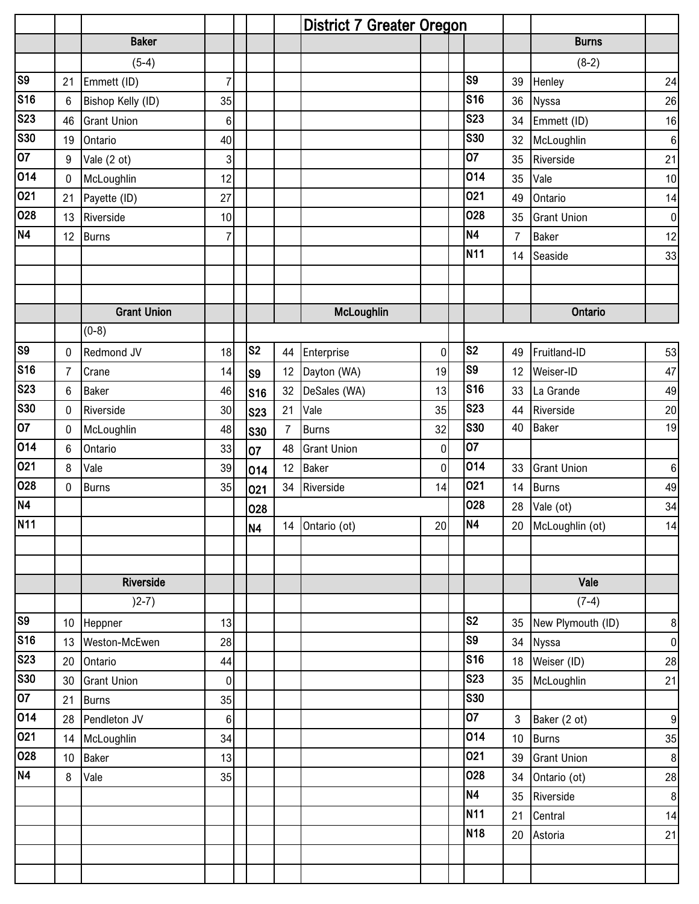# District 7 Greater Oregon

## Baker

(5-4)

| Date | Score | Opponent | Opp. Score |
|---|---|---|---|
| S9 | 21 | Emmett (ID) | 7 |
| S16 | 6 | Bishop Kelly (ID) | 35 |
| S23 | 46 | Grant Union | 6 |
| S30 | 19 | Ontario | 40 |
| O7 | 9 | Vale (2 ot) | 3 |
| O14 | 0 | McLoughlin | 12 |
| O21 | 21 | Payette (ID) | 27 |
| O28 | 13 | Riverside | 10 |
| N4 | 12 | Burns | 7 |

## Burns

(8-2)

| Date | Score | Opponent | Opp. Score |
|---|---|---|---|
| S9 | 39 | Henley | 24 |
| S16 | 36 | Nyssa | 26 |
| S23 | 34 | Emmett (ID) | 16 |
| S30 | 32 | McLoughlin | 6 |
| O7 | 35 | Riverside | 21 |
| O14 | 35 | Vale | 10 |
| O21 | 49 | Ontario | 14 |
| O28 | 35 | Grant Union | 0 |
| N4 | 7 | Baker | 12 |
| N11 | 14 | Seaside | 33 |

## Grant Union

(0-8)

| Date | Score | Opponent | Opp. Score |
|---|---|---|---|
| S9 | 0 | Redmond JV | 18 |
| S16 | 7 | Crane | 14 |
| S23 | 6 | Baker | 46 |
| S30 | 0 | Riverside | 30 |
| O7 | 0 | McLoughlin | 48 |
| O14 | 6 | Ontario | 33 |
| O21 | 8 | Vale | 39 |
| O28 | 0 | Burns | 35 |
| N4 | | | |
| N11 | | | |

## McLoughlin

| Date | Score | Opponent | Opp. Score |
|---|---|---|---|
| S2 | 44 | Enterprise | 0 |
| S9 | 12 | Dayton (WA) | 19 |
| S16 | 32 | DeSales (WA) | 13 |
| S23 | 21 | Vale | 35 |
| S30 | 7 | Burns | 32 |
| O7 | 48 | Grant Union | 0 |
| O14 | 12 | Baker | 0 |
| O21 | 34 | Riverside | 14 |
| O28 | | | |
| N4 | 14 | Ontario (ot) | 20 |

## Ontario

| Date | Score | Opponent | Opp. Score |
|---|---|---|---|
| S2 | 49 | Fruitland-ID | 53 |
| S9 | 12 | Weiser-ID | 47 |
| S16 | 33 | La Grande | 49 |
| S23 | 44 | Riverside | 20 |
| S30 | 40 | Baker | 19 |
| O7 | | | |
| O14 | 33 | Grant Union | 6 |
| O21 | 14 | Burns | 49 |
| O28 | 28 | Vale (ot) | 34 |
| N4 | 20 | McLoughlin (ot) | 14 |

## Riverside

)2-7)

| Date | Score | Opponent | Opp. Score |
|---|---|---|---|
| S9 | 10 | Heppner | 13 |
| S16 | 13 | Weston-McEwen | 28 |
| S23 | 20 | Ontario | 44 |
| S30 | 30 | Grant Union | 0 |
| O7 | 21 | Burns | 35 |
| O14 | 28 | Pendleton JV | 6 |
| O21 | 14 | McLoughlin | 34 |
| O28 | 10 | Baker | 13 |
| N4 | 8 | Vale | 35 |

## Vale

(7-4)

| Date | Score | Opponent | Opp. Score |
|---|---|---|---|
| S2 | 35 | New Plymouth (ID) | 8 |
| S9 | 34 | Nyssa | 0 |
| S16 | 18 | Weiser (ID) | 28 |
| S23 | 35 | McLoughlin | 21 |
| S30 | | | |
| O7 | 3 | Baker (2 ot) | 9 |
| O14 | 10 | Burns | 35 |
| O21 | 39 | Grant Union | 8 |
| O28 | 34 | Ontario (ot) | 28 |
| N4 | 35 | Riverside | 8 |
| N11 | 21 | Central | 14 |
| N18 | 20 | Astoria | 21 |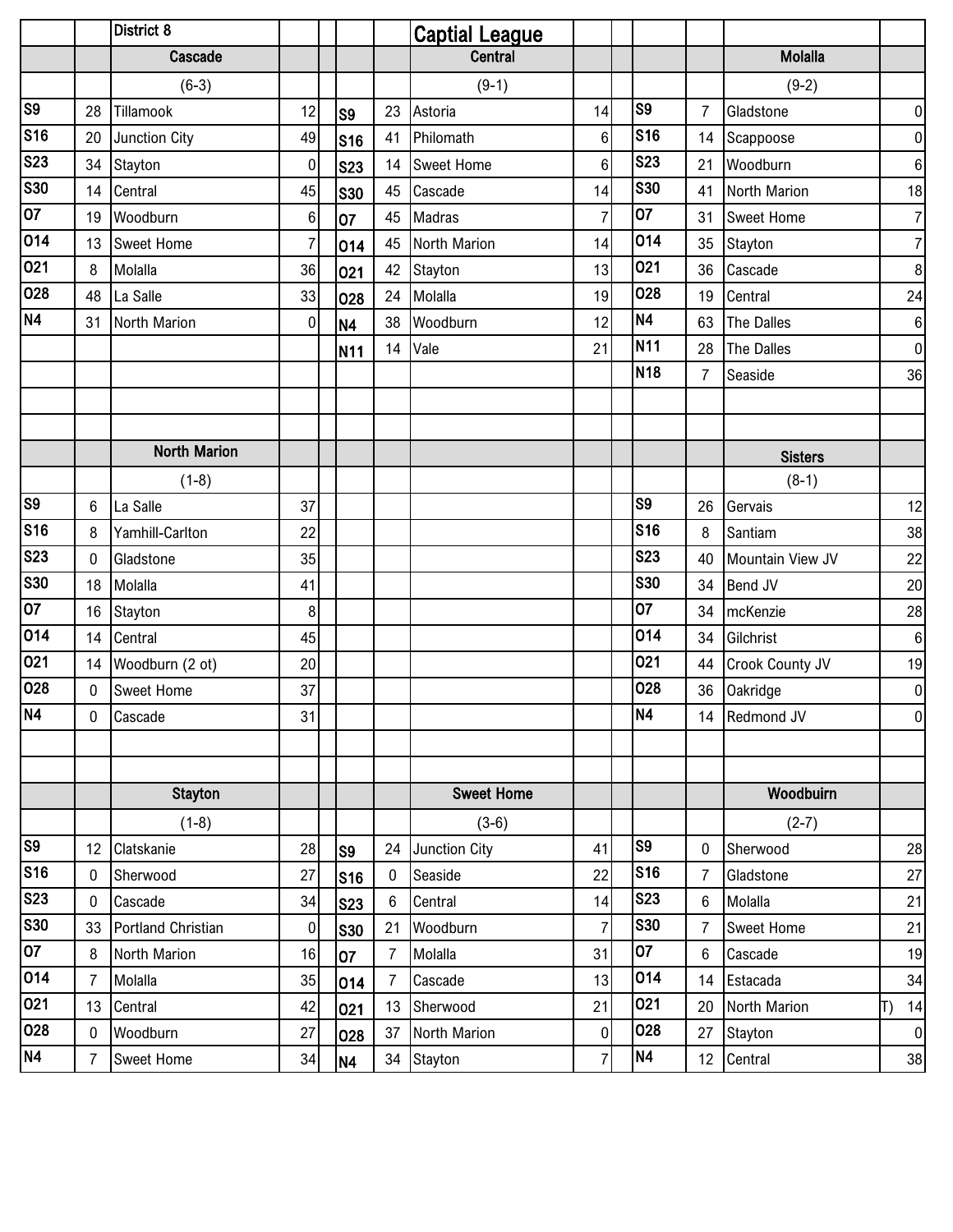District 8

# Captial League

## Cascade

(6-3)

| Date | Score | Opponent | Score |
|---|---|---|---|
| S9 | 28 | Tillamook | 12 |
| S16 | 20 | Junction City | 49 |
| S23 | 34 | Stayton | 0 |
| S30 | 14 | Central | 45 |
| O7 | 19 | Woodburn | 6 |
| O14 | 13 | Sweet Home | 7 |
| O21 | 8 | Molalla | 36 |
| O28 | 48 | La Salle | 33 |
| N4 | 31 | North Marion | 0 |

## Central

(9-1)

| Date | Score | Opponent | Score |
|---|---|---|---|
| S9 | 23 | Astoria | 14 |
| S16 | 41 | Philomath | 6 |
| S23 | 14 | Sweet Home | 6 |
| S30 | 45 | Cascade | 14 |
| O7 | 45 | Madras | 7 |
| O14 | 45 | North Marion | 14 |
| O21 | 42 | Stayton | 13 |
| O28 | 24 | Molalla | 19 |
| N4 | 38 | Woodburn | 12 |
| N11 | 14 | Vale | 21 |

## Molalla

(9-2)

| Date | Score | Opponent | Score |
|---|---|---|---|
| S9 | 7 | Gladstone | 0 |
| S16 | 14 | Scappoose | 0 |
| S23 | 21 | Woodburn | 6 |
| S30 | 41 | North Marion | 18 |
| O7 | 31 | Sweet Home | 7 |
| O14 | 35 | Stayton | 7 |
| O21 | 36 | Cascade | 8 |
| O28 | 19 | Central | 24 |
| N4 | 63 | The Dalles | 6 |
| N11 | 28 | The Dalles | 0 |
| N18 | 7 | Seaside | 36 |

## North Marion

(1-8)

| Date | Score | Opponent | Score |
|---|---|---|---|
| S9 | 6 | La Salle | 37 |
| S16 | 8 | Yamhill-Carlton | 22 |
| S23 | 0 | Gladstone | 35 |
| S30 | 18 | Molalla | 41 |
| O7 | 16 | Stayton | 8 |
| O14 | 14 | Central | 45 |
| O21 | 14 | Woodburn (2 ot) | 20 |
| O28 | 0 | Sweet Home | 37 |
| N4 | 0 | Cascade | 31 |

## Sisters

(8-1)

| Date | Score | Opponent | Score |
|---|---|---|---|
| S9 | 26 | Gervais | 12 |
| S16 | 8 | Santiam | 38 |
| S23 | 40 | Mountain View JV | 22 |
| S30 | 34 | Bend JV | 20 |
| O7 | 34 | mcKenzie | 28 |
| O14 | 34 | Gilchrist | 6 |
| O21 | 44 | Crook County JV | 19 |
| O28 | 36 | Oakridge | 0 |
| N4 | 14 | Redmond JV | 0 |

## Stayton

(1-8)

| Date | Score | Opponent | Score |
|---|---|---|---|
| S9 | 12 | Clatskanie | 28 |
| S16 | 0 | Sherwood | 27 |
| S23 | 0 | Cascade | 34 |
| S30 | 33 | Portland Christian | 0 |
| O7 | 8 | North Marion | 16 |
| O14 | 7 | Molalla | 35 |
| O21 | 13 | Central | 42 |
| O28 | 0 | Woodburn | 27 |
| N4 | 7 | Sweet Home | 34 |

## Sweet Home

(3-6)

| Date | Score | Opponent | Score |
|---|---|---|---|
| S9 | 24 | Junction City | 41 |
| S16 | 0 | Seaside | 22 |
| S23 | 6 | Central | 14 |
| S30 | 21 | Woodburn | 7 |
| O7 | 7 | Molalla | 31 |
| O14 | 7 | Cascade | 13 |
| O21 | 13 | Sherwood | 21 |
| O28 | 37 | North Marion | 0 |
| N4 | 34 | Stayton | 7 |

## Woodbuirn

(2-7)

| Date | Score | Opponent | Score |
|---|---|---|---|
| S9 | 0 | Sherwood | 28 |
| S16 | 7 | Gladstone | 27 |
| S23 | 6 | Molalla | 21 |
| S30 | 7 | Sweet Home | 21 |
| O7 | 6 | Cascade | 19 |
| O14 | 14 | Estacada | 34 |
| O21 | 20 | North Marion | T) 14 |
| O28 | 27 | Stayton | 0 |
| N4 | 12 | Central | 38 |